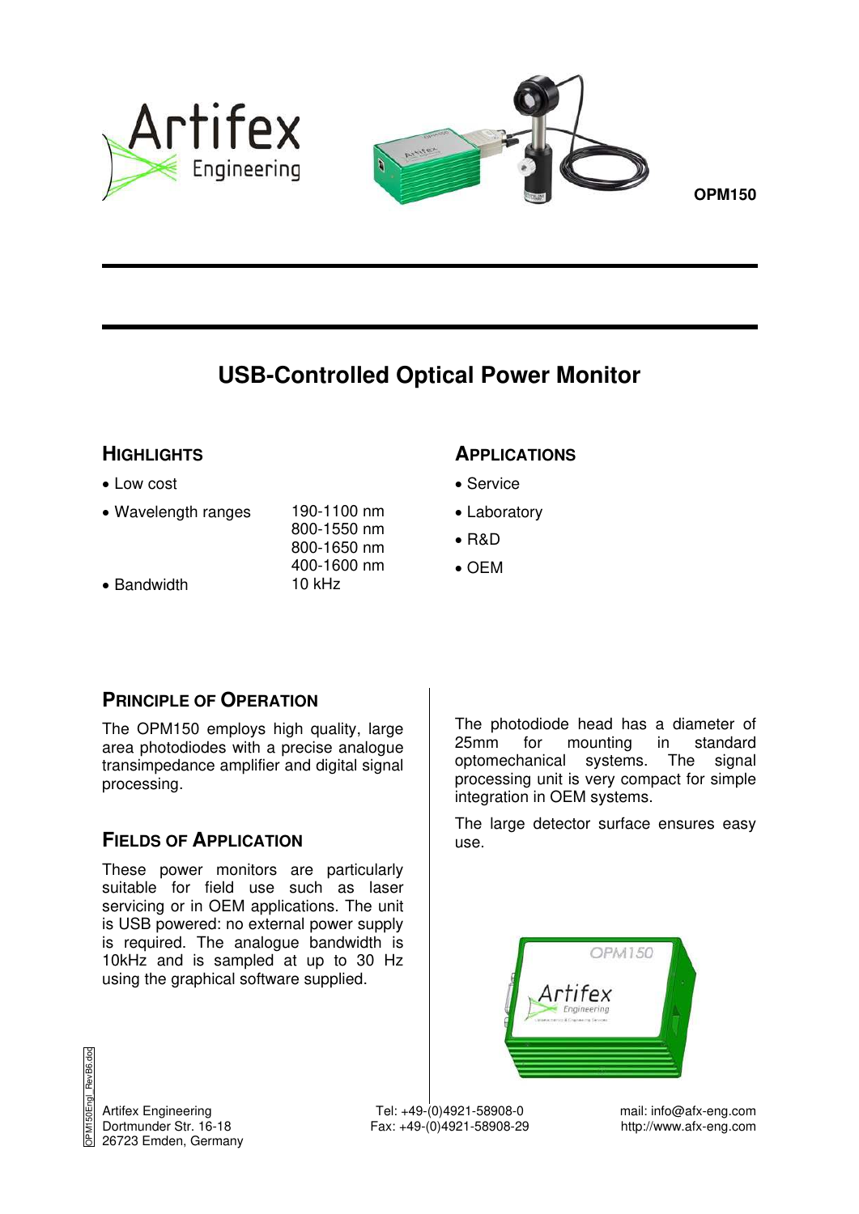**OPM150**

# USB-Controlled Optical Power Monitor

## Highlights

- Low cost
- Wavelength ranges: 190-1100 nm, 800-1550 nm, 800-1650 nm, 400-1600 nm
- Bandwidth: 10 kHz

## Applications

- Service
- Laboratory
- R&D
- OEM

## Principle of Operation

The OPM150 employs high quality, large area photodiodes with a precise analogue transimpedance amplifier and digital signal processing.

## Fields of Application

These power monitors are particularly suitable for field use such as laser servicing or in OEM applications. The unit is USB powered: no external power supply is required. The analogue bandwidth is 10kHz and is sampled at up to 30 Hz using the graphical software supplied.

The photodiode head has a diameter of 25mm for mounting in standard optomechanical systems. The signal processing unit is very compact for simple integration in OEM systems.

The large detector surface ensures easy use.

Artifex Engineering
Dortmunder Str. 16-18
26723 Emden, Germany

Tel: +49-(0)4921-58908-0
Fax: +49-(0)4921-58908-29

mail: info@afx-eng.com
http://www.afx-eng.com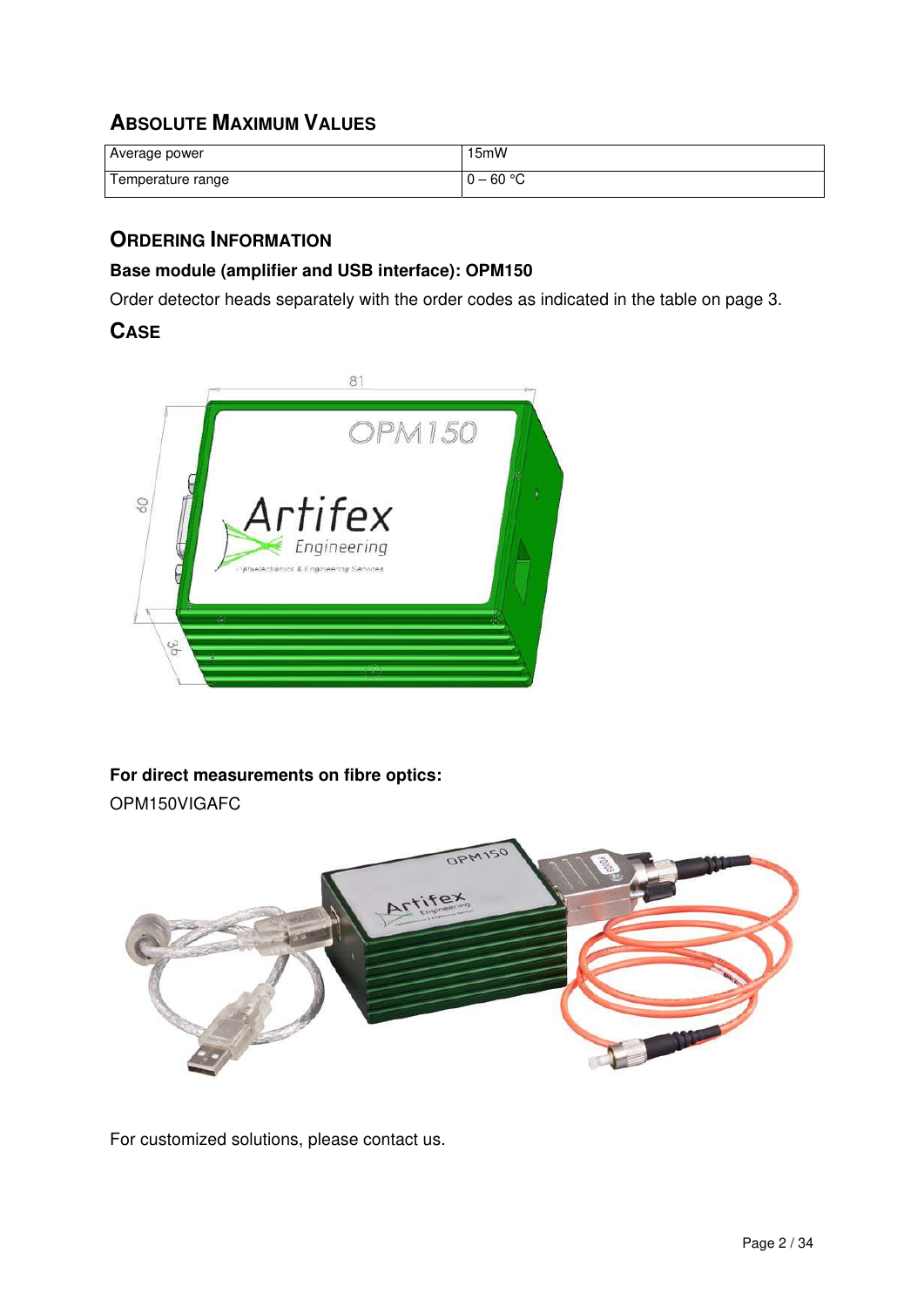## Absolute Maximum Values

| Average power | 15mW |
|---|---|
| Temperature range | 0 – 60 °C |

## Ordering Information

**Base module (amplifier and USB interface): OPM150**

Order detector heads separately with the order codes as indicated in the table on page 3.

## Case

**For direct measurements on fibre optics:**

OPM150VIGAFC

For customized solutions, please contact us.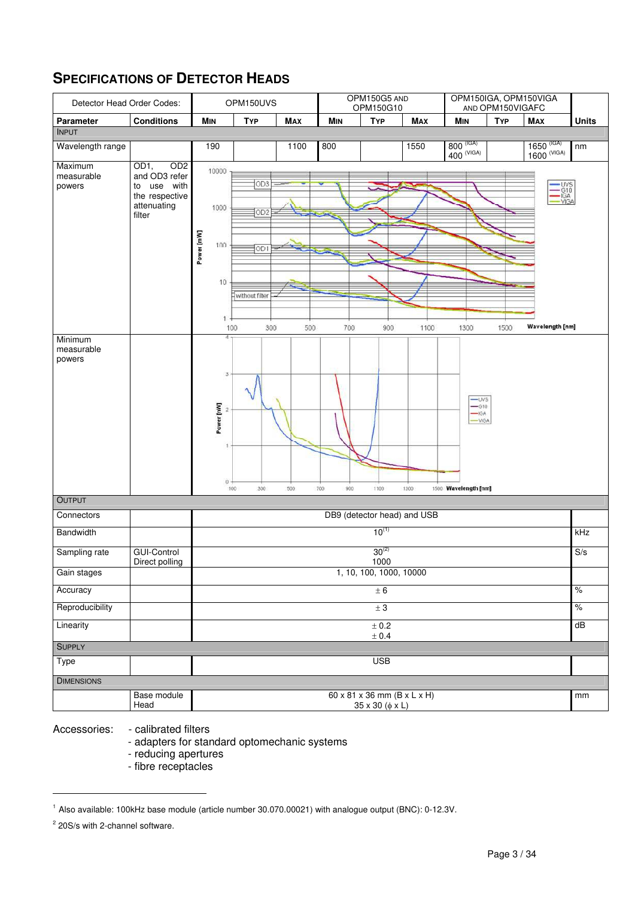## SPECIFICATIONS OF DETECTOR HEADS

| Detector Head Order Codes: | | OPM150UVS | | | OPM150G5 AND OPM150G10 | | | OPM150IGA, OPM150VIGA AND OPM150VIGAFC | | | |
|---|---|---|---|---|---|---|---|---|---|---|---|
| **Parameter** | **Conditions** | **MIN** | **TYP** | **MAX** | **MIN** | **TYP** | **MAX** | **MIN** | **TYP** | **MAX** | **Units** |
| INPUT | | | | | | | | | | | |
| Wavelength range | | 190 | | 1100 | 800 | | 1550 | 800 (IGA) 400 (VIGA) | | 1650 (IGA) 1600 (VIGA) | nm |
| Maximum measurable powers | OD1, OD2 and OD3 refer to use with the respective attenuating filter | | | | | | | | | | |
| Minimum measurable powers | | | | | | | | | | | |
| OUTPUT | | | | | | | | | | | |
| Connectors | | DB9 (detector head) and USB | | | | | | | | | |
| Bandwidth | | 10[1] | | | | | | | | | kHz |
| Sampling rate | GUI-Control Direct polling | 30[2] 1000 | | | | | | | | | S/s |
| Gain stages | | 1, 10, 100, 1000, 10000 | | | | | | | | | |
| Accuracy | | ± 6 | | | | | | | | | % |
| Reproducibility | | ± 3 | | | | | | | | | % |
| Linearity | | ± 0.2 ± 0.4 | | | | | | | | | dB |
| SUPPLY | | | | | | | | | | | |
| Type | | USB | | | | | | | | | |
| DIMENSIONS | | | | | | | | | | | |
| | Base module Head | 60 x 81 x 36 mm (B x L x H) 35 x 30 (ϕ x L) | | | | | | | | | mm |

Accessories:
- calibrated filters
- adapters for standard optomechanic systems
- reducing apertures
- fibre receptacles

---

[1] Also available: 100kHz base module (article number 30.070.00021) with analogue output (BNC): 0-12.3V.

[2] 20S/s with 2-channel software.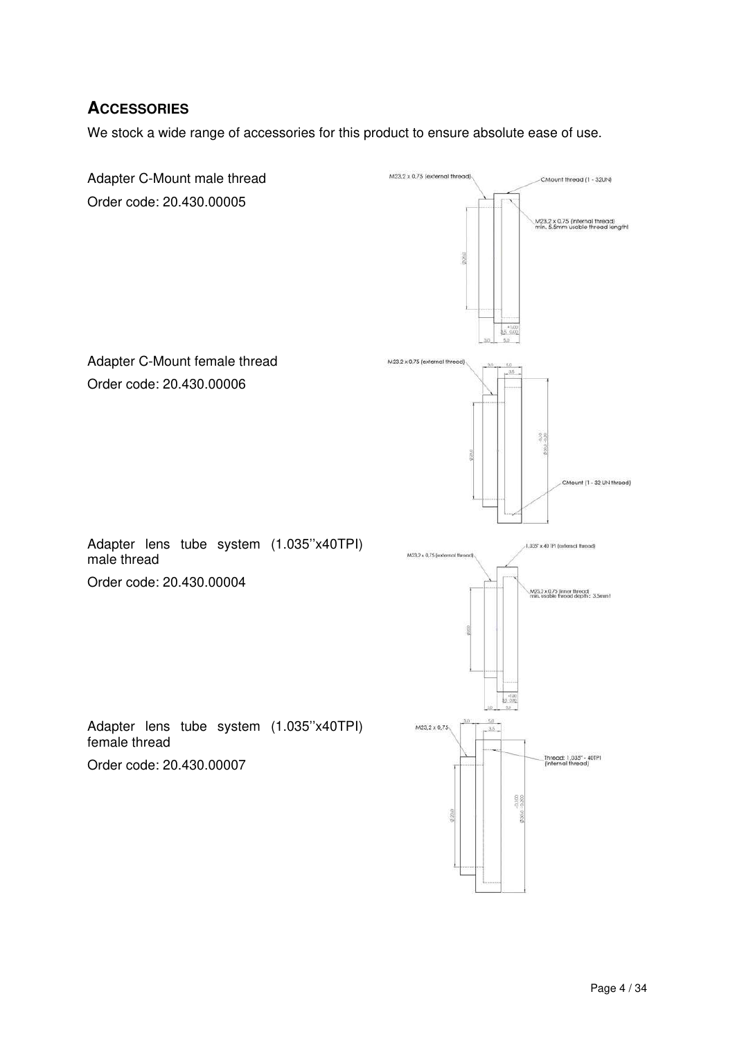## ACCESSORIES

We stock a wide range of accessories for this product to ensure absolute ease of use.

Adapter C-Mount male thread

Order code: 20.430.00005

Adapter C-Mount female thread

Order code: 20.430.00006

Adapter lens tube system (1.035''x40TPI) male thread

Order code: 20.430.00004

Adapter lens tube system (1.035''x40TPI) female thread

Order code: 20.430.00007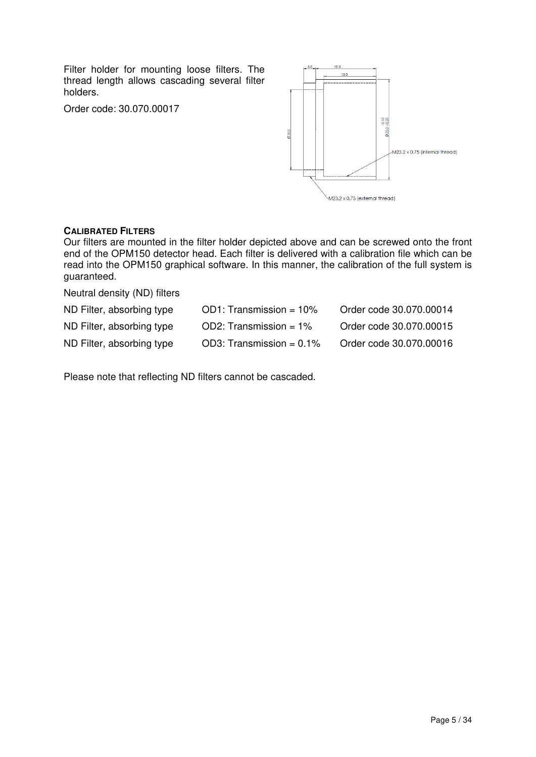Filter holder for mounting loose filters. The thread length allows cascading several filter holders.

Order code: 30.070.00017

**CALIBRATED FILTERS**

Our filters are mounted in the filter holder depicted above and can be screwed onto the front end of the OPM150 detector head. Each filter is delivered with a calibration file which can be read into the OPM150 graphical software. In this manner, the calibration of the full system is guaranteed.

Neutral density (ND) filters

| | | |
|---|---|---|
| ND Filter, absorbing type | OD1: Transmission = 10% | Order code 30.070.00014 |
| ND Filter, absorbing type | OD2: Transmission = 1% | Order code 30.070.00015 |
| ND Filter, absorbing type | OD3: Transmission = 0.1% | Order code 30.070.00016 |

Please note that reflecting ND filters cannot be cascaded.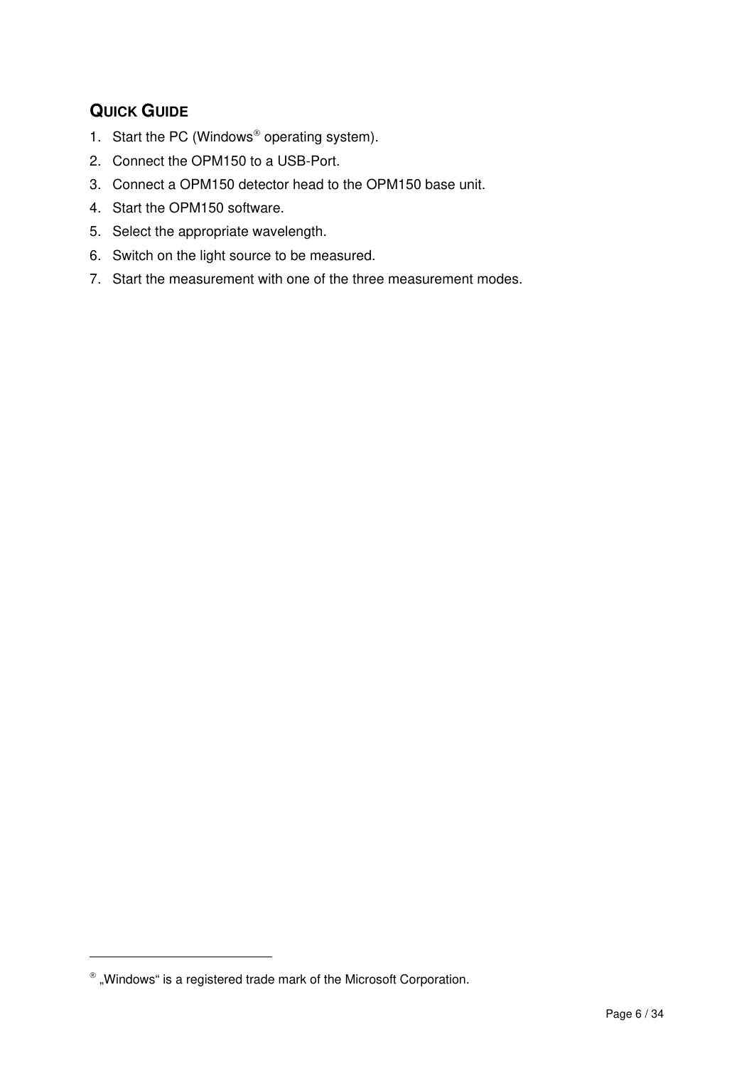## QUICK GUIDE

1. Start the PC (Windows® operating system).
2. Connect the OPM150 to a USB-Port.
3. Connect a OPM150 detector head to the OPM150 base unit.
4. Start the OPM150 software.
5. Select the appropriate wavelength.
6. Switch on the light source to be measured.
7. Start the measurement with one of the three measurement modes.

® „Windows“ is a registered trade mark of the Microsoft Corporation.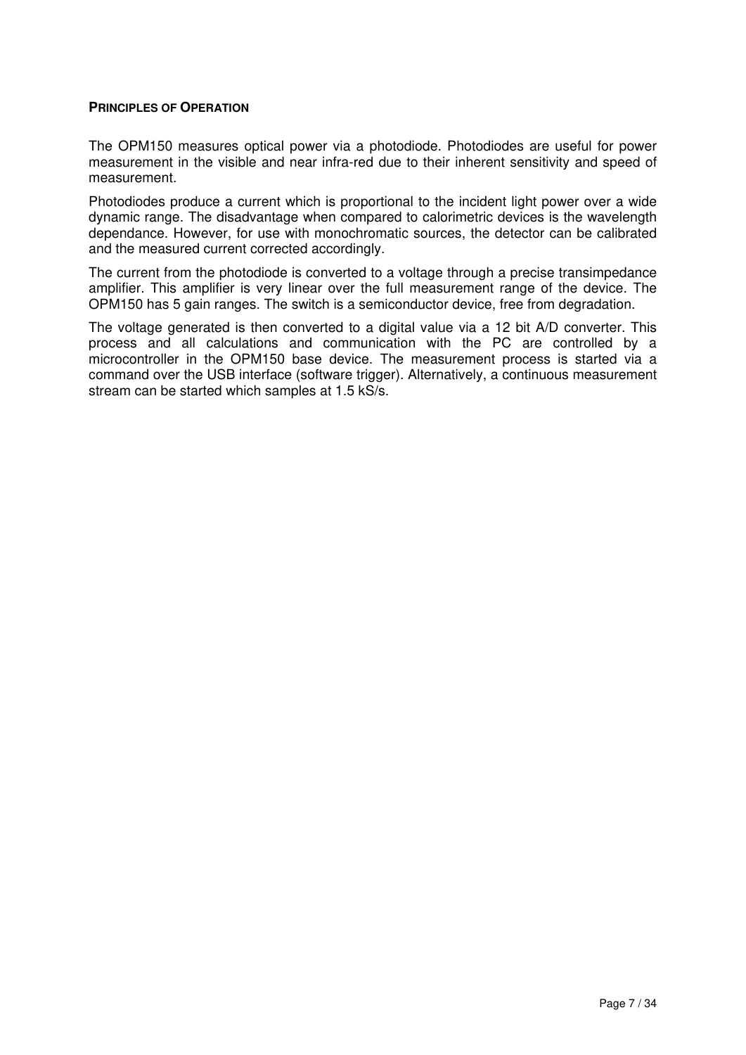## PRINCIPLES OF OPERATION

The OPM150 measures optical power via a photodiode. Photodiodes are useful for power measurement in the visible and near infra-red due to their inherent sensitivity and speed of measurement.

Photodiodes produce a current which is proportional to the incident light power over a wide dynamic range. The disadvantage when compared to calorimetric devices is the wavelength dependance. However, for use with monochromatic sources, the detector can be calibrated and the measured current corrected accordingly.

The current from the photodiode is converted to a voltage through a precise transimpedance amplifier. This amplifier is very linear over the full measurement range of the device. The OPM150 has 5 gain ranges. The switch is a semiconductor device, free from degradation.

The voltage generated is then converted to a digital value via a 12 bit A/D converter. This process and all calculations and communication with the PC are controlled by a microcontroller in the OPM150 base device. The measurement process is started via a command over the USB interface (software trigger). Alternatively, a continuous measurement stream can be started which samples at 1.5 kS/s.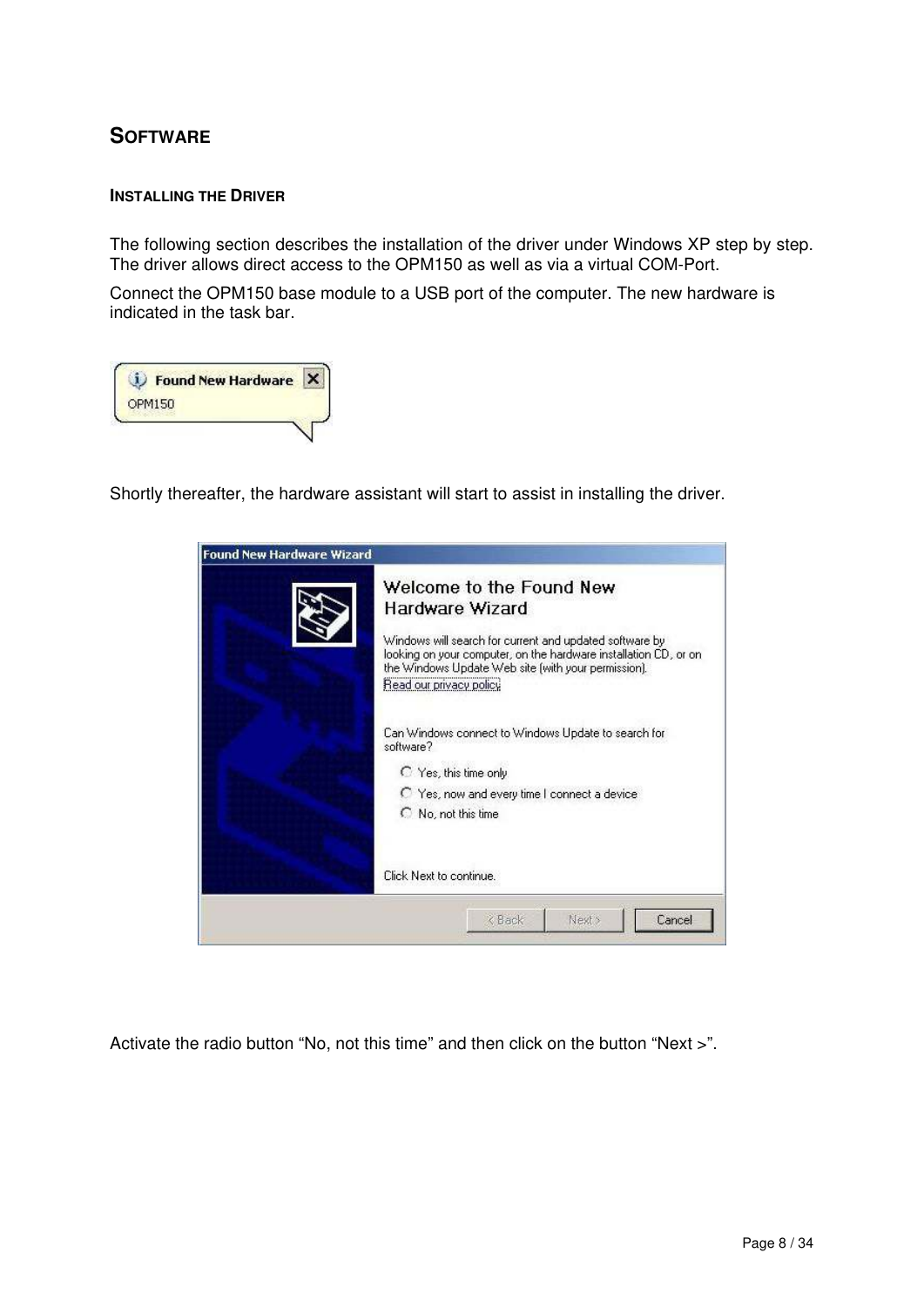# Software

## Installing the Driver

The following section describes the installation of the driver under Windows XP step by step. The driver allows direct access to the OPM150 as well as via a virtual COM-Port.

Connect the OPM150 base module to a USB port of the computer. The new hardware is indicated in the task bar.

Shortly thereafter, the hardware assistant will start to assist in installing the driver.

Activate the radio button “No, not this time” and then click on the button “Next >”.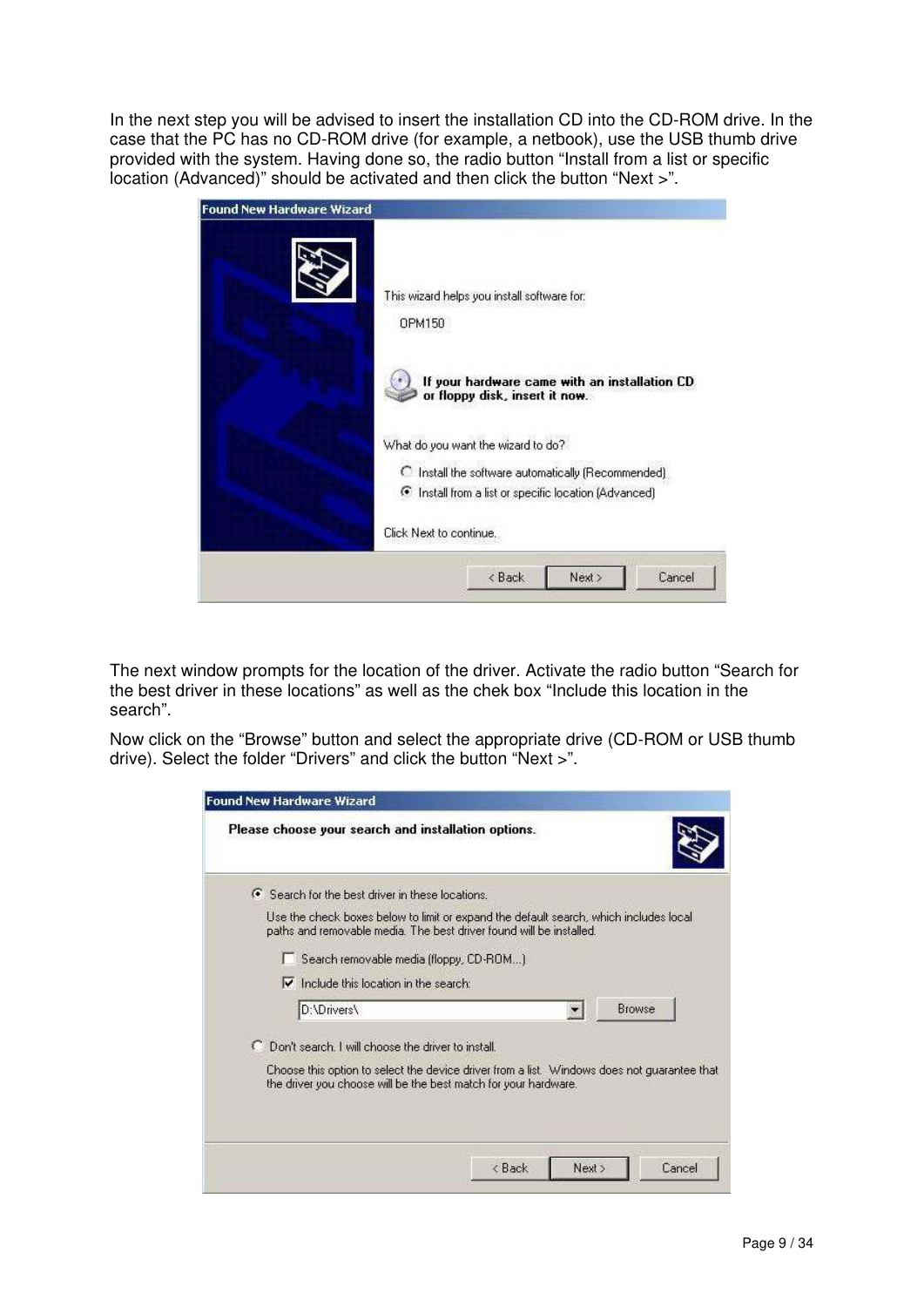In the next step you will be advised to insert the installation CD into the CD-ROM drive. In the case that the PC has no CD-ROM drive (for example, a netbook), use the USB thumb drive provided with the system. Having done so, the radio button “Install from a list or specific location (Advanced)” should be activated and then click the button “Next >”.

Found New Hardware Wizard

This wizard helps you install software for:

OPM150

If your hardware came with an installation CD or floppy disk, insert it now.

What do you want the wizard to do?

- Install the software automatically (Recommended)
- Install from a list or specific location (Advanced)

Click Next to continue.

< Back | Next > | Cancel

The next window prompts for the location of the driver. Activate the radio button “Search for the best driver in these locations” as well as the chek box “Include this location in the search”.

Now click on the “Browse” button and select the appropriate drive (CD-ROM or USB thumb drive). Select the folder “Drivers” and click the button “Next >”.

Found New Hardware Wizard

Please choose your search and installation options.

- Search for the best driver in these locations.

  Use the check boxes below to limit or expand the default search, which includes local paths and removable media. The best driver found will be installed.

  - [ ] Search removable media (floppy, CD-ROM...)
  - [x] Include this location in the search:

  D:\Drivers\ | Browse

- Don't search. I will choose the driver to install.

  Choose this option to select the device driver from a list. Windows does not guarantee that the driver you choose will be the best match for your hardware.

< Back | Next > | Cancel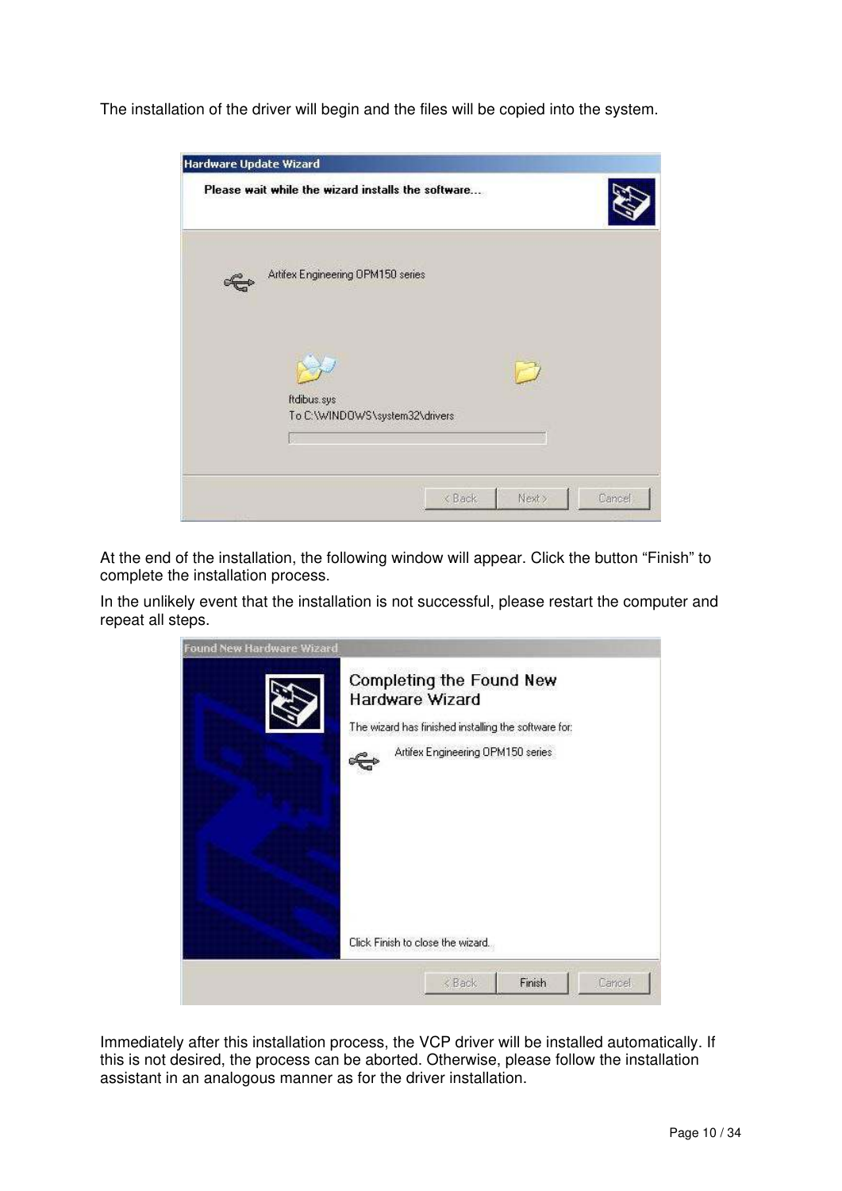The installation of the driver will begin and the files will be copied into the system.

At the end of the installation, the following window will appear. Click the button “Finish” to complete the installation process.

In the unlikely event that the installation is not successful, please restart the computer and repeat all steps.

Immediately after this installation process, the VCP driver will be installed automatically. If this is not desired, the process can be aborted. Otherwise, please follow the installation assistant in an analogous manner as for the driver installation.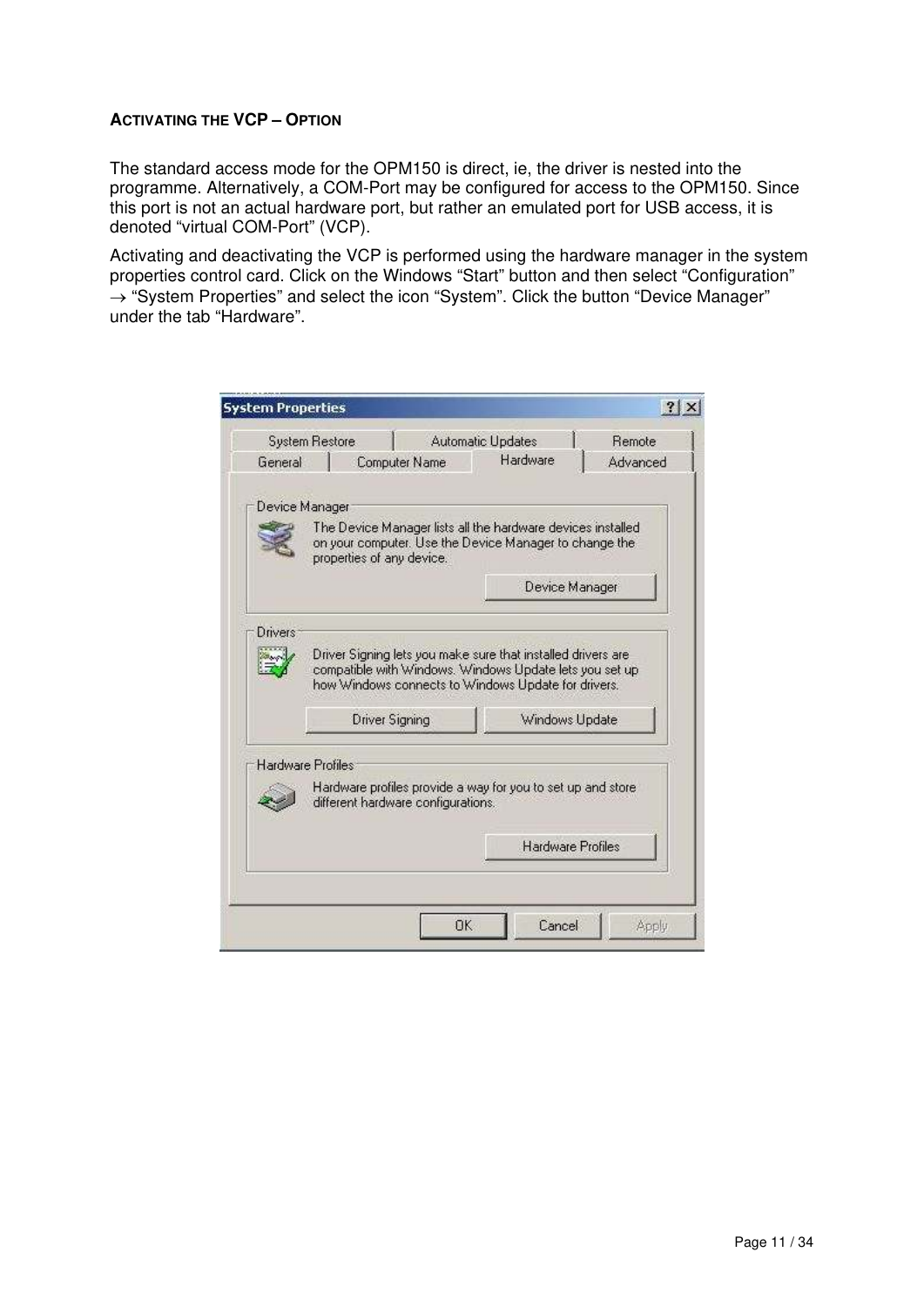### Activating the VCP – Option

The standard access mode for the OPM150 is direct, ie, the driver is nested into the programme. Alternatively, a COM-Port may be configured for access to the OPM150. Since this port is not an actual hardware port, but rather an emulated port for USB access, it is denoted “virtual COM-Port” (VCP).

Activating and deactivating the VCP is performed using the hardware manager in the system properties control card. Click on the Windows “Start” button and then select “Configuration” → “System Properties” and select the icon “System”. Click the button “Device Manager” under the tab “Hardware”.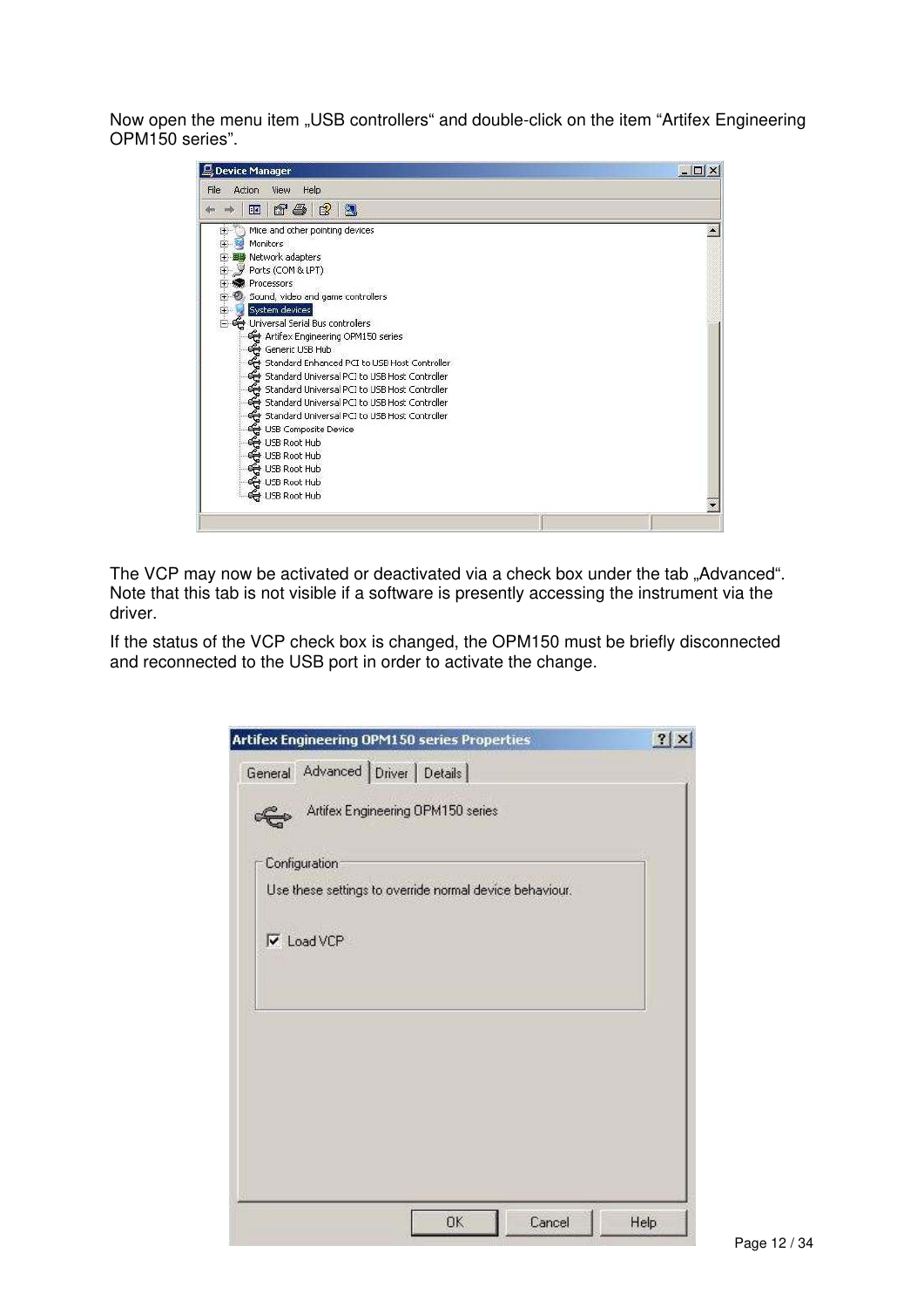Now open the menu item „USB controllers“ and double-click on the item “Artifex Engineering OPM150 series”.

The VCP may now be activated or deactivated via a check box under the tab „Advanced“. Note that this tab is not visible if a software is presently accessing the instrument via the driver.

If the status of the VCP check box is changed, the OPM150 must be briefly disconnected and reconnected to the USB port in order to activate the change.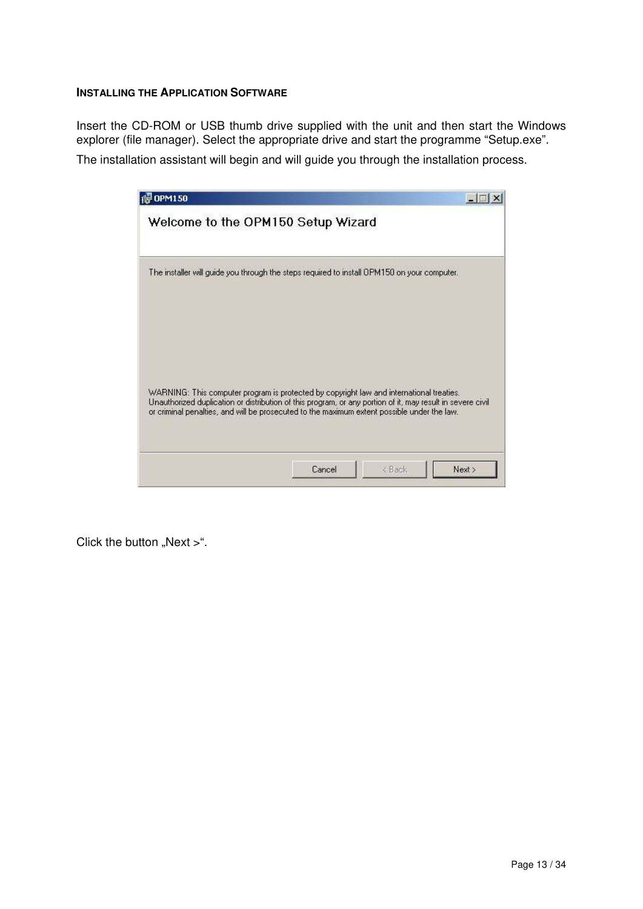### INSTALLING THE APPLICATION SOFTWARE

Insert the CD-ROM or USB thumb drive supplied with the unit and then start the Windows explorer (file manager). Select the appropriate drive and start the programme “Setup.exe”.

The installation assistant will begin and will guide you through the installation process.

Click the button „Next >“.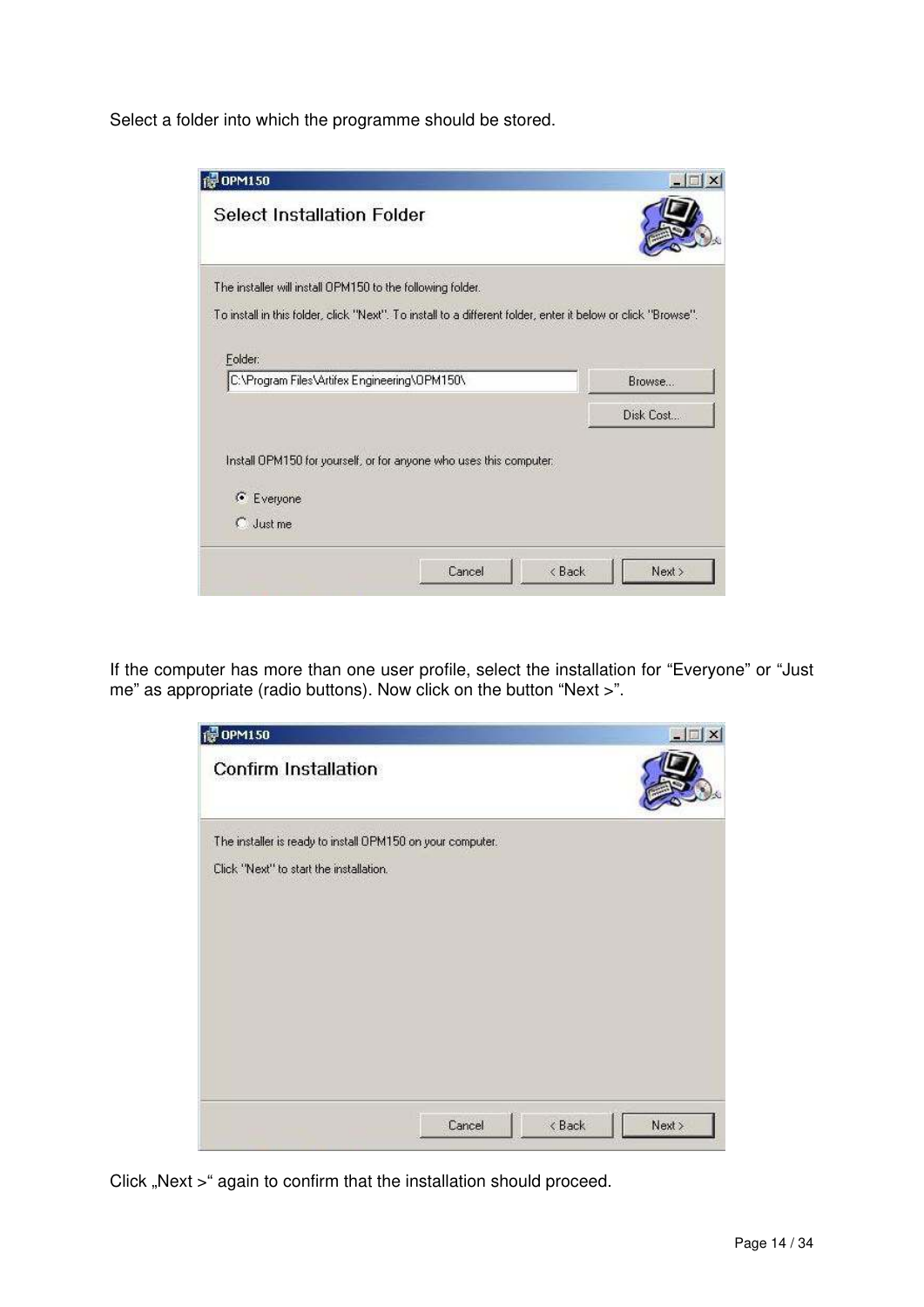Select a folder into which the programme should be stored.

OPM150

**Select Installation Folder**

The installer will install OPM150 to the following folder.

To install in this folder, click "Next". To install to a different folder, enter it below or click "Browse".

Folder:
C:\Program Files\Artifex Engineering\OPM150\

Browse...

Disk Cost...

Install OPM150 for yourself, or for anyone who uses this computer:

- (•) Everyone
- ( ) Just me

Cancel | < Back | Next >

If the computer has more than one user profile, select the installation for “Everyone” or “Just me” as appropriate (radio buttons). Now click on the button “Next >”.

OPM150

**Confirm Installation**

The installer is ready to install OPM150 on your computer.

Click "Next" to start the installation.

Cancel | < Back | Next >

Click „Next >“ again to confirm that the installation should proceed.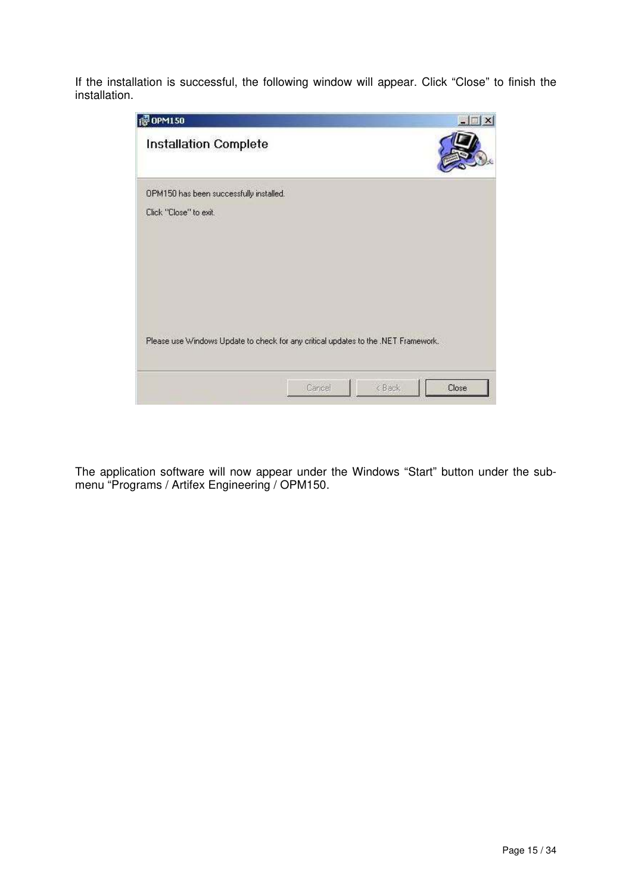If the installation is successful, the following window will appear. Click “Close” to finish the installation.

The application software will now appear under the Windows “Start” button under the sub-menu “Programs / Artifex Engineering / OPM150.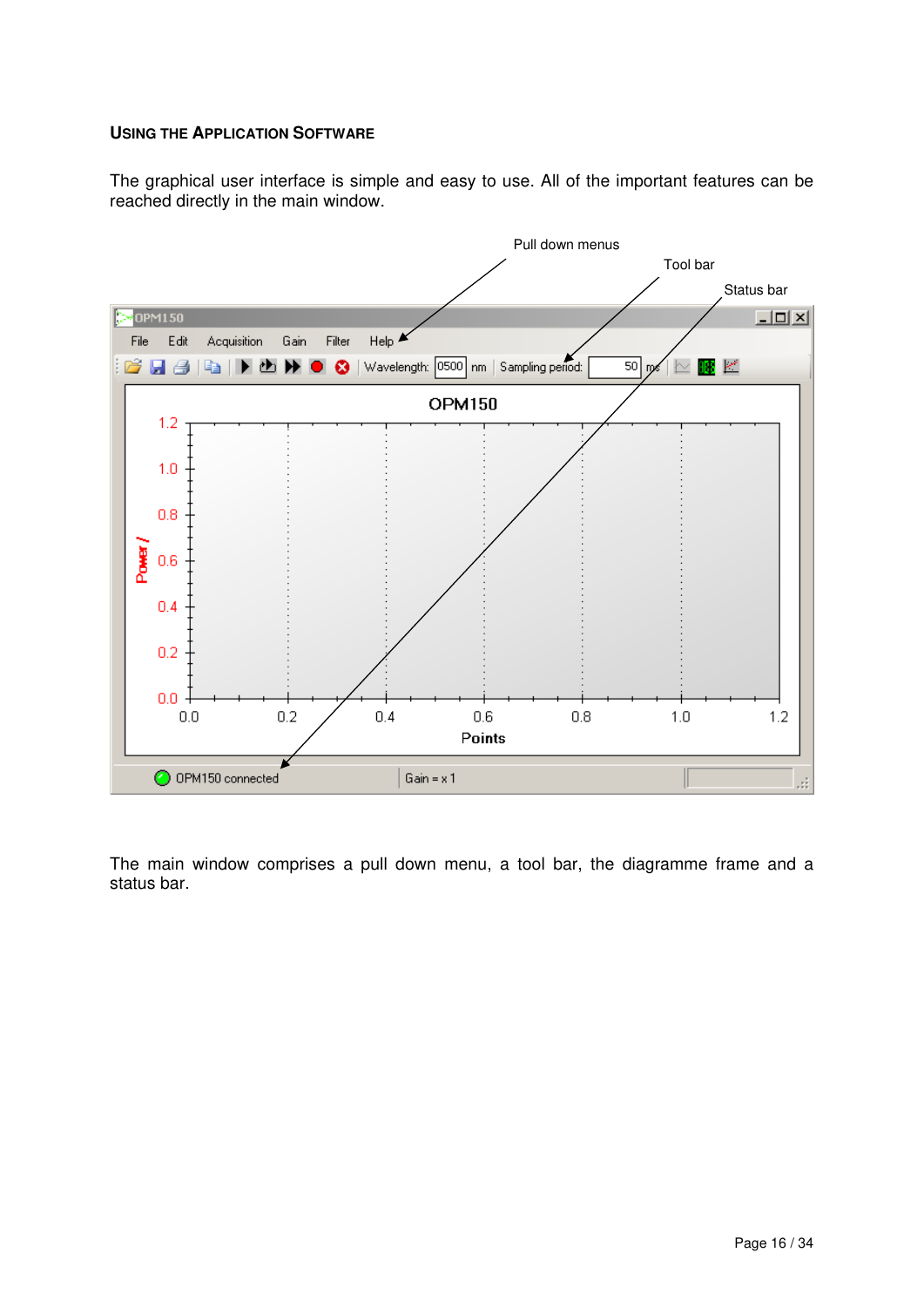### Using the Application Software

The graphical user interface is simple and easy to use. All of the important features can be reached directly in the main window.

The main window comprises a pull down menu, a tool bar, the diagramme frame and a status bar.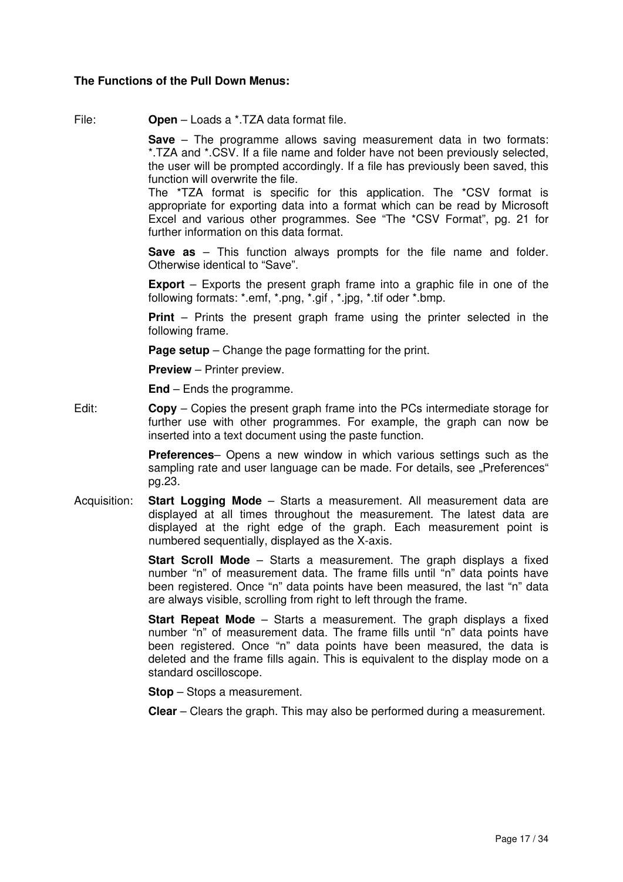**The Functions of the Pull Down Menus:**

File:

**Open** – Loads a *.TZA data format file.

**Save** – The programme allows saving measurement data in two formats: *.TZA and *.CSV. If a file name and folder have not been previously selected, the user will be prompted accordingly. If a file has previously been saved, this function will overwrite the file.
The *TZA format is specific for this application. The *CSV format is appropriate for exporting data into a format which can be read by Microsoft Excel and various other programmes. See "The *CSV Format", pg. 21 for further information on this data format.

**Save as** – This function always prompts for the file name and folder. Otherwise identical to "Save".

**Export** – Exports the present graph frame into a graphic file in one of the following formats: *.emf, *.png, *.gif , *.jpg, *.tif oder *.bmp.

**Print** – Prints the present graph frame using the printer selected in the following frame.

**Page setup** – Change the page formatting for the print.

**Preview** – Printer preview.

**End** – Ends the programme.

Edit:

**Copy** – Copies the present graph frame into the PCs intermediate storage for further use with other programmes. For example, the graph can now be inserted into a text document using the paste function.

**Preferences**– Opens a new window in which various settings such as the sampling rate and user language can be made. For details, see „Preferences" pg.23.

Acquisition:

**Start Logging Mode** – Starts a measurement. All measurement data are displayed at all times throughout the measurement. The latest data are displayed at the right edge of the graph. Each measurement point is numbered sequentially, displayed as the X-axis.

**Start Scroll Mode** – Starts a measurement. The graph displays a fixed number "n" of measurement data. The frame fills until "n" data points have been registered. Once "n" data points have been measured, the last "n" data are always visible, scrolling from right to left through the frame.

**Start Repeat Mode** – Starts a measurement. The graph displays a fixed number "n" of measurement data. The frame fills until "n" data points have been registered. Once "n" data points have been measured, the data is deleted and the frame fills again. This is equivalent to the display mode on a standard oscilloscope.

**Stop** – Stops a measurement.

**Clear** – Clears the graph. This may also be performed during a measurement.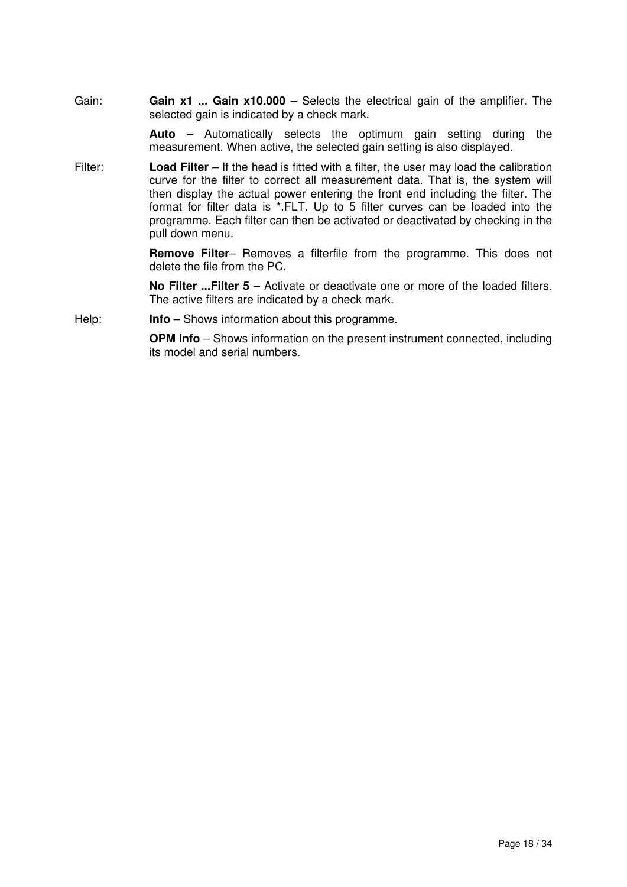Gain: **Gain x1 ... Gain x10.000** – Selects the electrical gain of the amplifier. The selected gain is indicated by a check mark.

**Auto** – Automatically selects the optimum gain setting during the measurement. When active, the selected gain setting is also displayed.

Filter: **Load Filter** – If the head is fitted with a filter, the user may load the calibration curve for the filter to correct all measurement data. That is, the system will then display the actual power entering the front end including the filter. The format for filter data is *.FLT. Up to 5 filter curves can be loaded into the programme. Each filter can then be activated or deactivated by checking in the pull down menu.

**Remove Filter**– Removes a filterfile from the programme. This does not delete the file from the PC.

**No Filter ...Filter 5** – Activate or deactivate one or more of the loaded filters. The active filters are indicated by a check mark.

Help: **Info** – Shows information about this programme.

**OPM Info** – Shows information on the present instrument connected, including its model and serial numbers.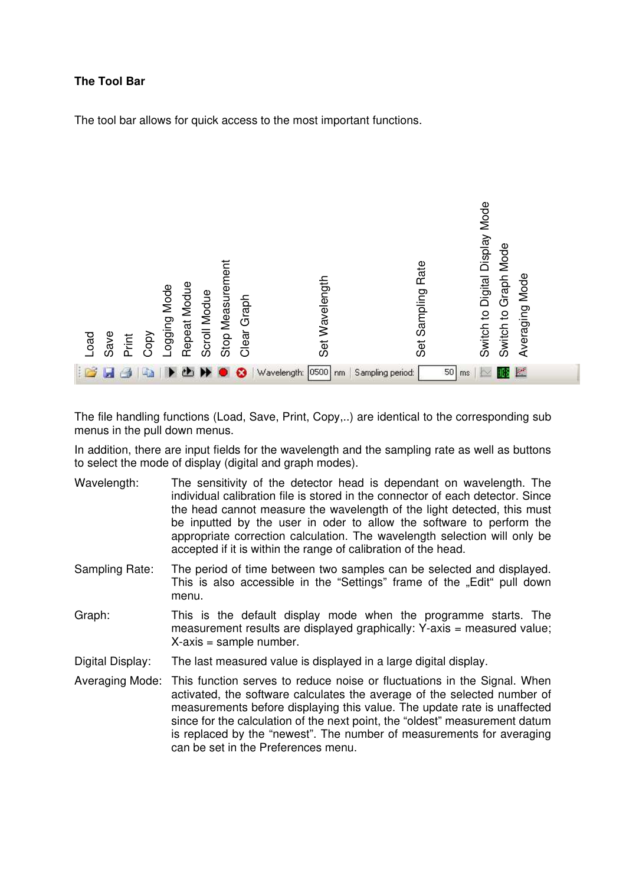**The Tool Bar**

The tool bar allows for quick access to the most important functions.

Load, Save, Print, Copy, Logging Mode, Repeat Modue, Scroll Modue, Stop Measurement, Clear Graph, Set Wavelength, Set Sampling Rate, Switch to Digital Display Mode, Switch to Graph Mode, Averaging Mode

Wavelength: 0500 nm | Sampling period: 50 ms

The file handling functions (Load, Save, Print, Copy,..) are identical to the corresponding sub menus in the pull down menus.

In addition, there are input fields for the wavelength and the sampling rate as well as buttons to select the mode of display (digital and graph modes).

Wavelength: The sensitivity of the detector head is dependant on wavelength. The individual calibration file is stored in the connector of each detector. Since the head cannot measure the wavelength of the light detected, this must be inputted by the user in oder to allow the software to perform the appropriate correction calculation. The wavelength selection will only be accepted if it is within the range of calibration of the head.

Sampling Rate: The period of time between two samples can be selected and displayed. This is also accessible in the "Settings" frame of the „Edit" pull down menu.

Graph: This is the default display mode when the programme starts. The measurement results are displayed graphically: Y-axis = measured value; X-axis = sample number.

Digital Display: The last measured value is displayed in a large digital display.

Averaging Mode: This function serves to reduce noise or fluctuations in the Signal. When activated, the software calculates the average of the selected number of measurements before displaying this value. The update rate is unaffected since for the calculation of the next point, the "oldest" measurement datum is replaced by the "newest". The number of measurements for averaging can be set in the Preferences menu.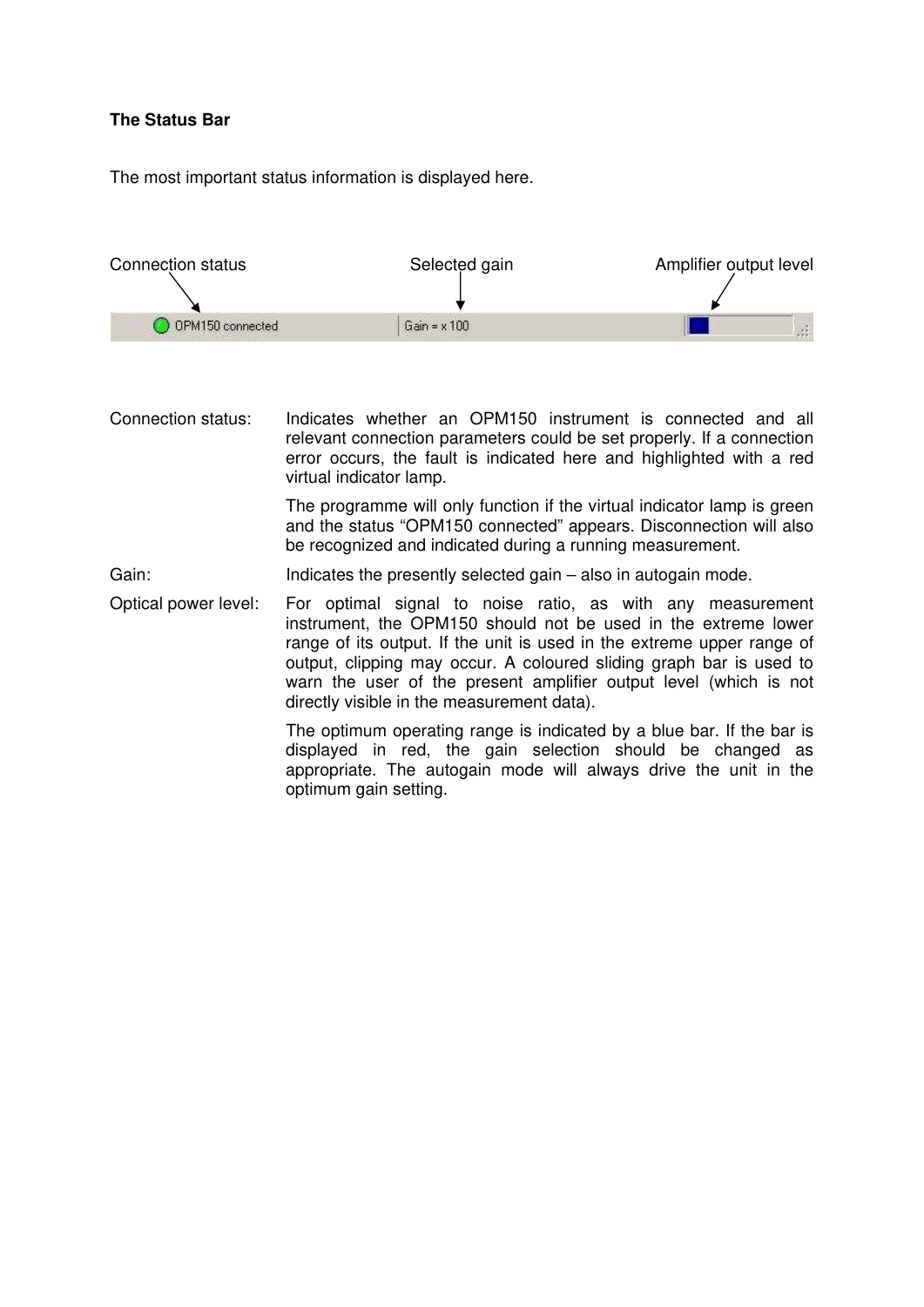**The Status Bar**

The most important status information is displayed here.

Connection status Selected gain Amplifier output level

OPM150 connected | Gain = x 100

Connection status: Indicates whether an OPM150 instrument is connected and all relevant connection parameters could be set properly. If a connection error occurs, the fault is indicated here and highlighted with a red virtual indicator lamp.

The programme will only function if the virtual indicator lamp is green and the status “OPM150 connected” appears. Disconnection will also be recognized and indicated during a running measurement.

Gain: Indicates the presently selected gain – also in autogain mode.

Optical power level: For optimal signal to noise ratio, as with any measurement instrument, the OPM150 should not be used in the extreme lower range of its output. If the unit is used in the extreme upper range of output, clipping may occur. A coloured sliding graph bar is used to warn the user of the present amplifier output level (which is not directly visible in the measurement data).

The optimum operating range is indicated by a blue bar. If the bar is displayed in red, the gain selection should be changed as appropriate. The autogain mode will always drive the unit in the optimum gain setting.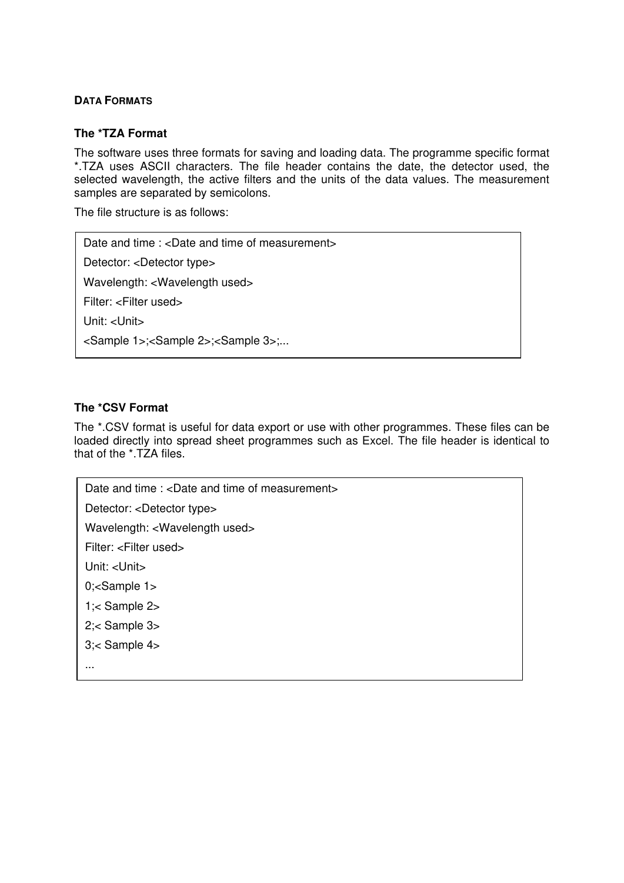## DATA FORMATS

### The *TZA Format

The software uses three formats for saving and loading data. The programme specific format *.TZA uses ASCII characters. The file header contains the date, the detector used, the selected wavelength, the active filters and the units of the data values. The measurement samples are separated by semicolons.

The file structure is as follows:

```
Date and time : <Date and time of measurement>
Detector: <Detector type>
Wavelength: <Wavelength used>
Filter: <Filter used>
Unit: <Unit>
<Sample 1>;<Sample 2>;<Sample 3>;...
```

### The *CSV Format

The *.CSV format is useful for data export or use with other programmes. These files can be loaded directly into spread sheet programmes such as Excel. The file header is identical to that of the *.TZA files.

```
Date and time : <Date and time of measurement>
Detector: <Detector type>
Wavelength: <Wavelength used>
Filter: <Filter used>
Unit: <Unit>
0;<Sample 1>
1;< Sample 2>
2;< Sample 3>
3;< Sample 4>
...
```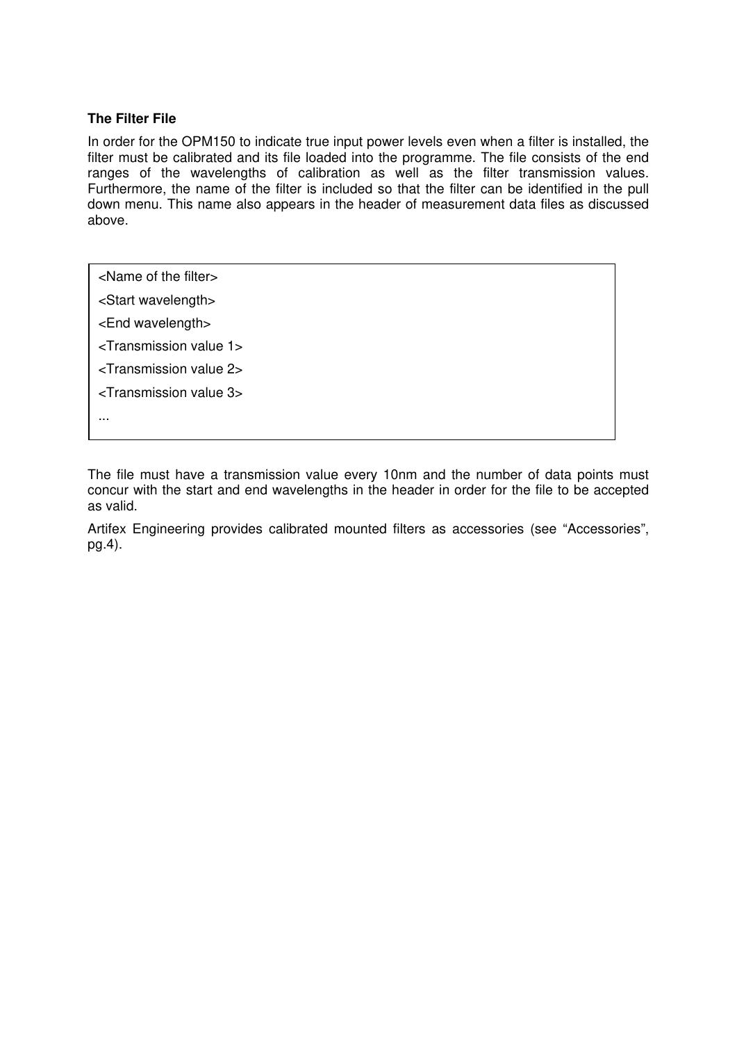### The Filter File

In order for the OPM150 to indicate true input power levels even when a filter is installed, the filter must be calibrated and its file loaded into the programme. The file consists of the end ranges of the wavelengths of calibration as well as the filter transmission values. Furthermore, the name of the filter is included so that the filter can be identified in the pull down menu. This name also appears in the header of measurement data files as discussed above.

```
<Name of the filter>
<Start wavelength>
<End wavelength>
<Transmission value 1>
<Transmission value 2>
<Transmission value 3>
...
```

The file must have a transmission value every 10nm and the number of data points must concur with the start and end wavelengths in the header in order for the file to be accepted as valid.

Artifex Engineering provides calibrated mounted filters as accessories (see "Accessories", pg.4).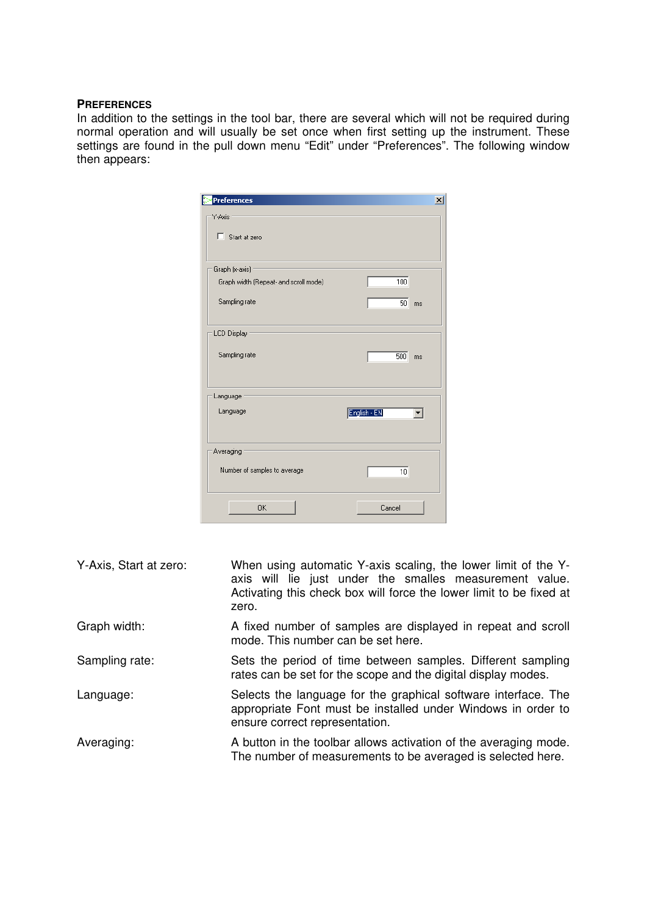**PREFERENCES**

In addition to the settings in the tool bar, there are several which will not be required during normal operation and will usually be set once when first setting up the instrument. These settings are found in the pull down menu "Edit" under "Preferences". The following window then appears:

**Y-Axis, Start at zero:** When using automatic Y-axis scaling, the lower limit of the Y-axis will lie just under the smalles measurement value. Activating this check box will force the lower limit to be fixed at zero.

**Graph width:** A fixed number of samples are displayed in repeat and scroll mode. This number can be set here.

**Sampling rate:** Sets the period of time between samples. Different sampling rates can be set for the scope and the digital display modes.

**Language:** Selects the language for the graphical software interface. The appropriate Font must be installed under Windows in order to ensure correct representation.

**Averaging:** A button in the toolbar allows activation of the averaging mode. The number of measurements to be averaged is selected here.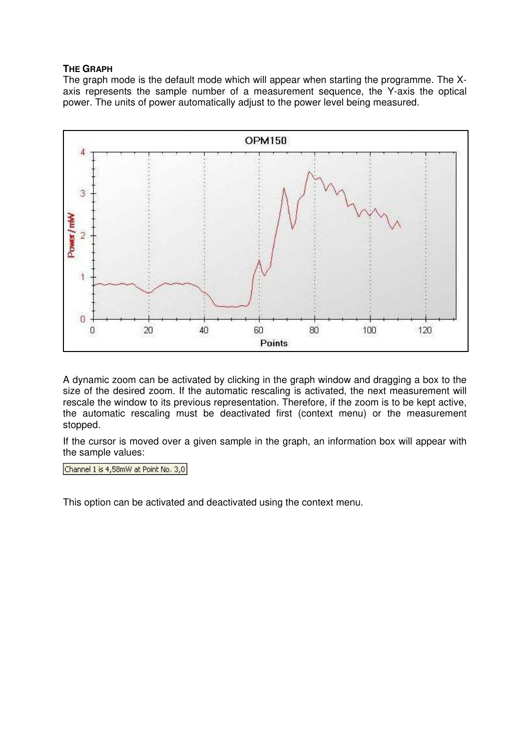### THE GRAPH

The graph mode is the default mode which will appear when starting the programme. The X-axis represents the sample number of a measurement sequence, the Y-axis the optical power. The units of power automatically adjust to the power level being measured.

A dynamic zoom can be activated by clicking in the graph window and dragging a box to the size of the desired zoom. If the automatic rescaling is activated, the next measurement will rescale the window to its previous representation. Therefore, if the zoom is to be kept active, the automatic rescaling must be deactivated first (context menu) or the measurement stopped.

If the cursor is moved over a given sample in the graph, an information box will appear with the sample values:

Channel 1 is 4,58mW at Point No. 3,0

This option can be activated and deactivated using the context menu.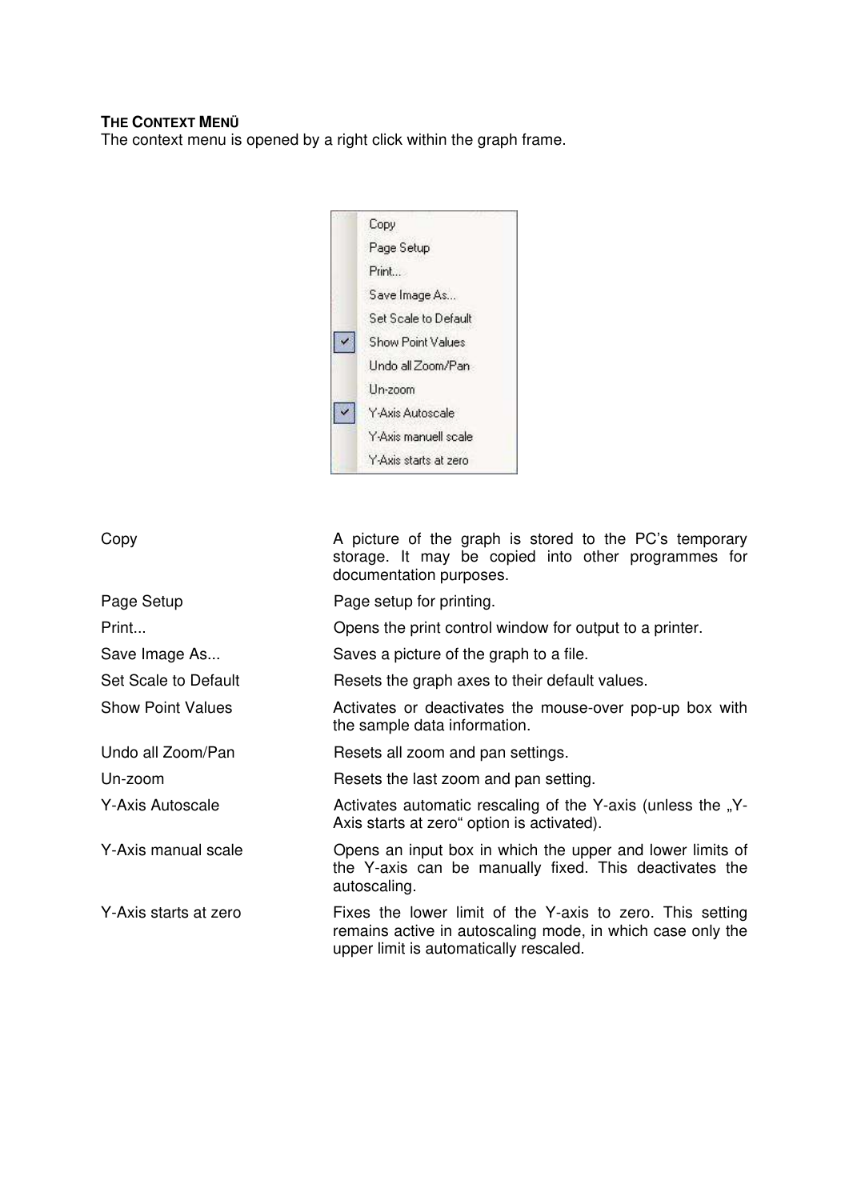**THE CONTEXT MENÜ**

The context menu is opened by a right click within the graph frame.

| | |
|---|---|
| Copy | A picture of the graph is stored to the PC's temporary storage. It may be copied into other programmes for documentation purposes. |
| Page Setup | Page setup for printing. |
| Print... | Opens the print control window for output to a printer. |
| Save Image As... | Saves a picture of the graph to a file. |
| Set Scale to Default | Resets the graph axes to their default values. |
| Show Point Values | Activates or deactivates the mouse-over pop-up box with the sample data information. |
| Undo all Zoom/Pan | Resets all zoom and pan settings. |
| Un-zoom | Resets the last zoom and pan setting. |
| Y-Axis Autoscale | Activates automatic rescaling of the Y-axis (unless the „Y-Axis starts at zero" option is activated). |
| Y-Axis manual scale | Opens an input box in which the upper and lower limits of the Y-axis can be manually fixed. This deactivates the autoscaling. |
| Y-Axis starts at zero | Fixes the lower limit of the Y-axis to zero. This setting remains active in autoscaling mode, in which case only the upper limit is automatically rescaled. |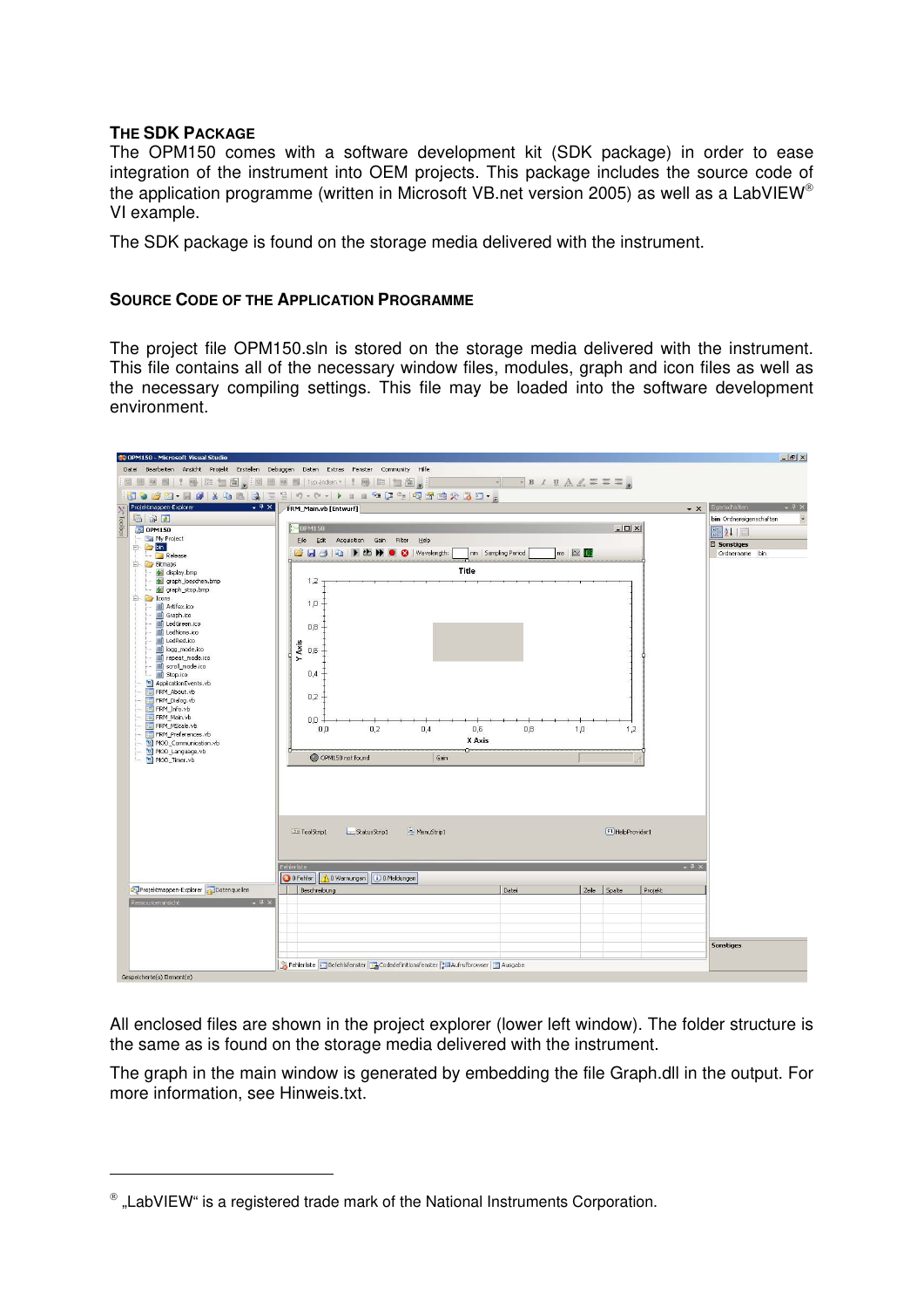### The SDK Package

The OPM150 comes with a software development kit (SDK package) in order to ease integration of the instrument into OEM projects. This package includes the source code of the application programme (written in Microsoft VB.net version 2005) as well as a LabVIEW® VI example.

The SDK package is found on the storage media delivered with the instrument.

### Source Code of the Application Programme

The project file OPM150.sln is stored on the storage media delivered with the instrument. This file contains all of the necessary window files, modules, graph and icon files as well as the necessary compiling settings. This file may be loaded into the software development environment.

All enclosed files are shown in the project explorer (lower left window). The folder structure is the same as is found on the storage media delivered with the instrument.

The graph in the main window is generated by embedding the file Graph.dll in the output. For more information, see Hinweis.txt.

® „LabVIEW“ is a registered trade mark of the National Instruments Corporation.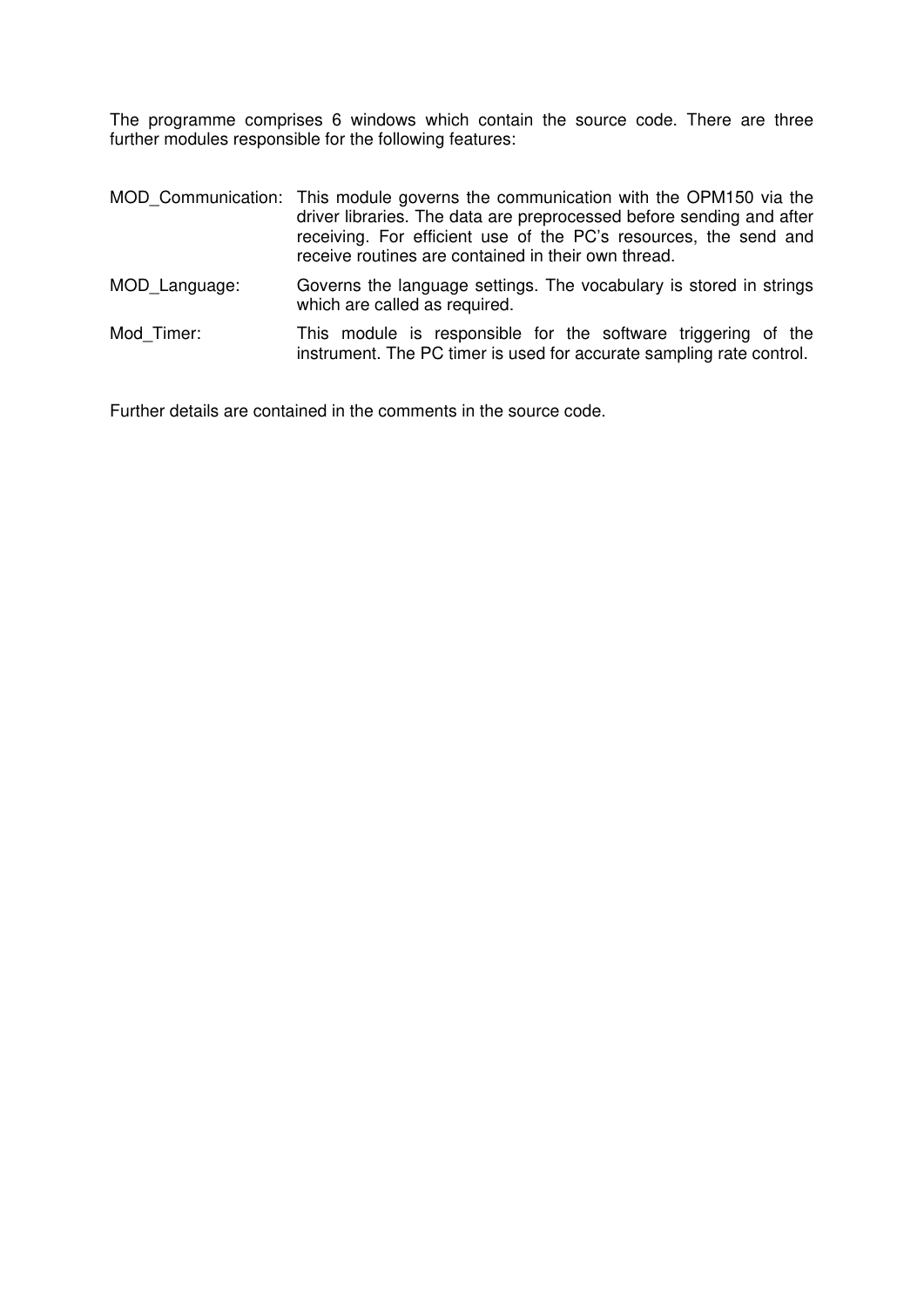The programme comprises 6 windows which contain the source code. There are three further modules responsible for the following features:

MOD_Communication: This module governs the communication with the OPM150 via the driver libraries. The data are preprocessed before sending and after receiving. For efficient use of the PC's resources, the send and receive routines are contained in their own thread.

MOD_Language: Governs the language settings. The vocabulary is stored in strings which are called as required.

Mod_Timer: This module is responsible for the software triggering of the instrument. The PC timer is used for accurate sampling rate control.

Further details are contained in the comments in the source code.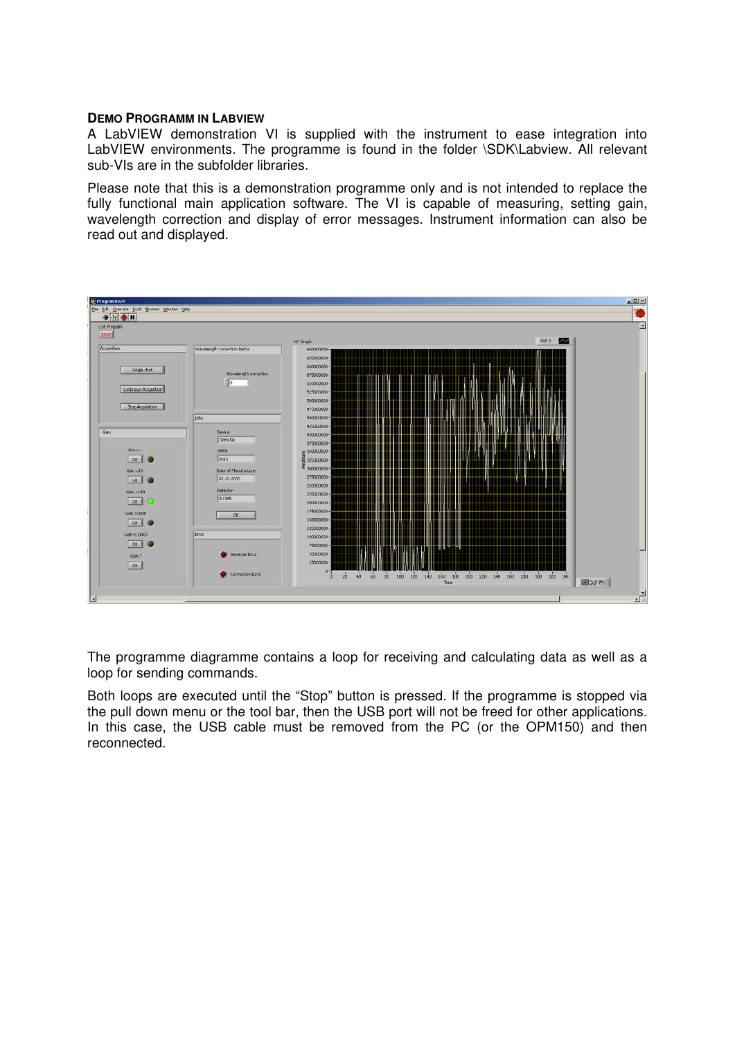**DEMO PROGRAMM IN LABVIEW**

A LabVIEW demonstration VI is supplied with the instrument to ease integration into LabVIEW environments. The programme is found in the folder \SDK\Labview. All relevant sub-VIs are in the subfolder libraries.

Please note that this is a demonstration programme only and is not intended to replace the fully functional main application software. The VI is capable of measuring, setting gain, wavelength correction and display of error messages. Instrument information can also be read out and displayed.

The programme diagramme contains a loop for receiving and calculating data as well as a loop for sending commands.

Both loops are executed until the “Stop” button is pressed. If the programme is stopped via the pull down menu or the tool bar, then the USB port will not be freed for other applications. In this case, the USB cable must be removed from the PC (or the OPM150) and then reconnected.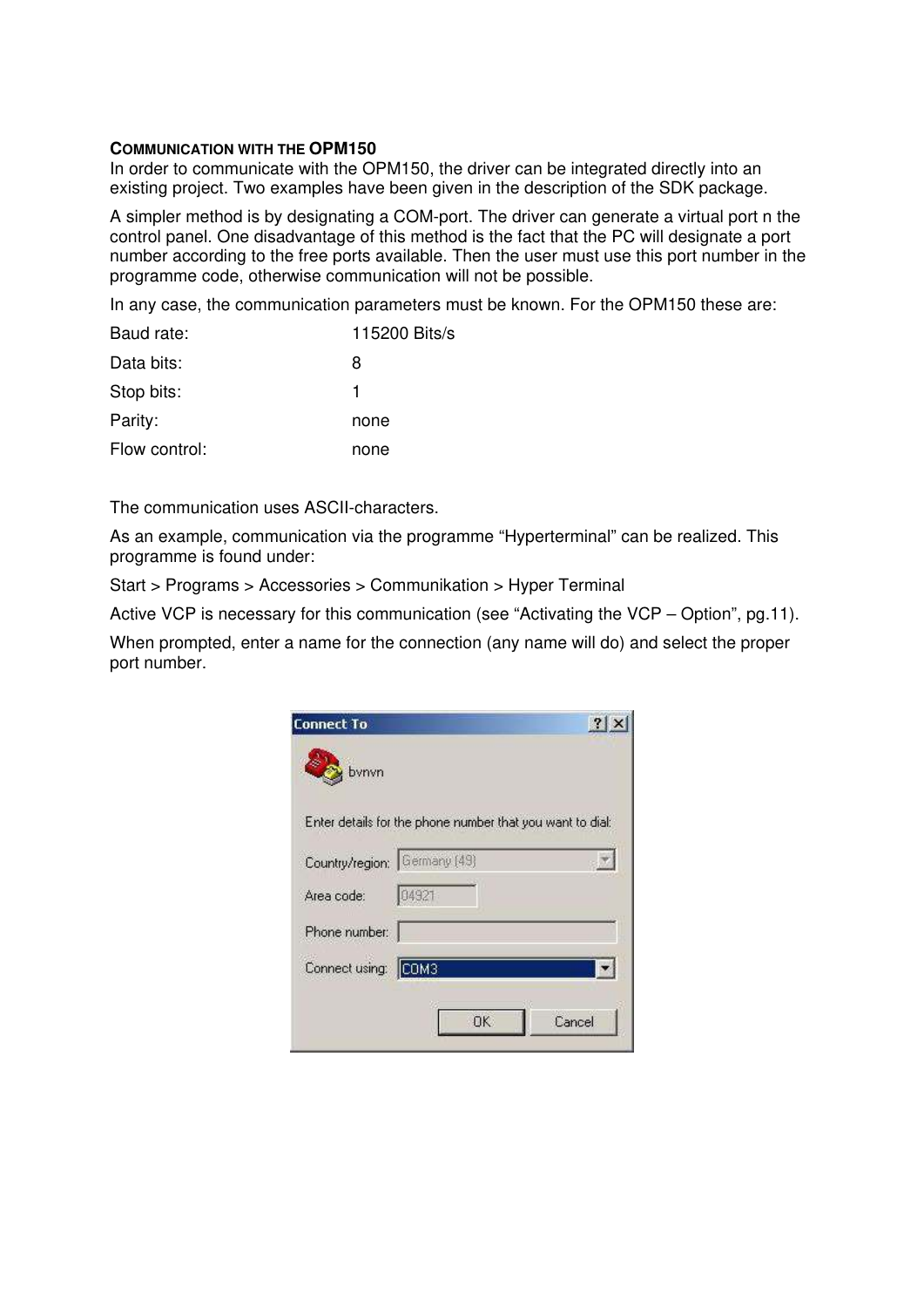## COMMUNICATION WITH THE OPM150

In order to communicate with the OPM150, the driver can be integrated directly into an existing project. Two examples have been given in the description of the SDK package.

A simpler method is by designating a COM-port. The driver can generate a virtual port n the control panel. One disadvantage of this method is the fact that the PC will designate a port number according to the free ports available. Then the user must use this port number in the programme code, otherwise communication will not be possible.

In any case, the communication parameters must be known. For the OPM150 these are:

| | |
|---|---|
| Baud rate: | 115200 Bits/s |
| Data bits: | 8 |
| Stop bits: | 1 |
| Parity: | none |
| Flow control: | none |

The communication uses ASCII-characters.

As an example, communication via the programme “Hyperterminal” can be realized. This programme is found under:

Start > Programs > Accessories > Communikation > Hyper Terminal

Active VCP is necessary for this communication (see “Activating the VCP – Option”, pg.11).

When prompted, enter a name for the connection (any name will do) and select the proper port number.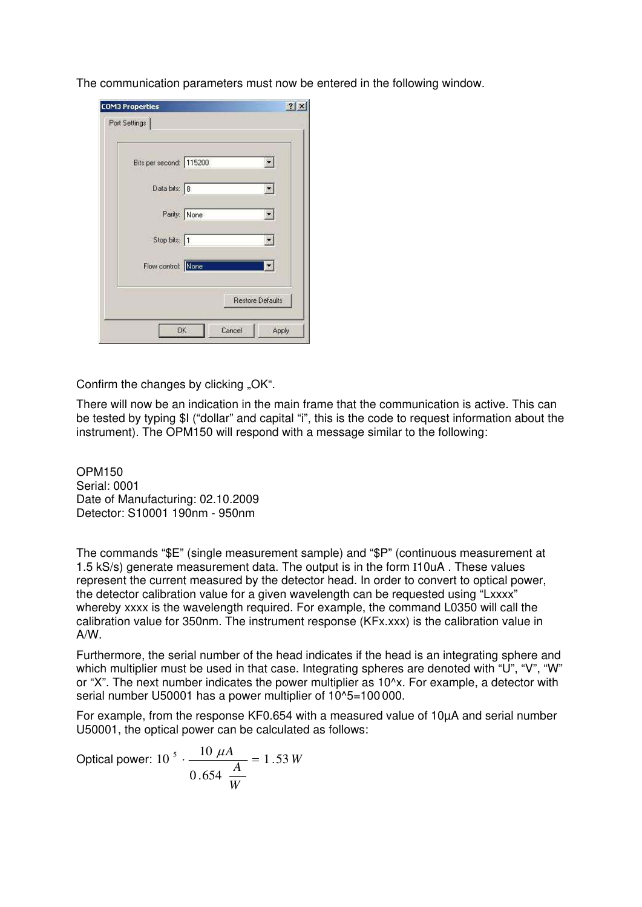The communication parameters must now be entered in the following window.

Confirm the changes by clicking „OK“.

There will now be an indication in the main frame that the communication is active. This can be tested by typing $I ("dollar" and capital "i", this is the code to request information about the instrument). The OPM150 will respond with a message similar to the following:

OPM150
Serial: 0001
Date of Manufacturing: 02.10.2009
Detector: S10001 190nm - 950nm

The commands "$E" (single measurement sample) and "$P" (continuous measurement at 1.5 kS/s) generate measurement data. The output is in the form I10uA . These values represent the current measured by the detector head. In order to convert to optical power, the detector calibration value for a given wavelength can be requested using "Lxxxx" whereby xxxx is the wavelength required. For example, the command L0350 will call the calibration value for 350nm. The instrument response (KFx.xxx) is the calibration value in A/W.

Furthermore, the serial number of the head indicates if the head is an integrating sphere and which multiplier must be used in that case. Integrating spheres are denoted with "U", "V", "W" or "X". The next number indicates the power multiplier as 10^x. For example, a detector with serial number U50001 has a power multiplier of 10^5=100 000.

For example, from the response KF0.654 with a measured value of 10µA and serial number U50001, the optical power can be calculated as follows:

Optical power: $10^{5} \cdot \dfrac{10\ \mu A}{0.654\ \dfrac{A}{W}} = 1.53\ W$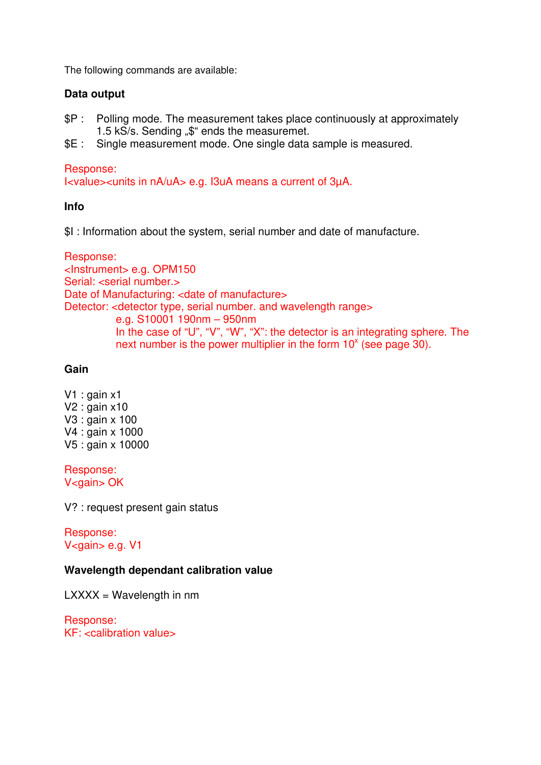The following commands are available:

**Data output**

$P : Polling mode. The measurement takes place continuously at approximately 1.5 kS/s. Sending „$“ ends the measuremet.
$E : Single measurement mode. One single data sample is measured.

Response:
I<value><units in nA/uA> e.g. I3uA means a current of 3µA.

**Info**

$I : Information about the system, serial number and date of manufacture.

Response:
<Instrument> e.g. OPM150
Serial: <serial number.>
Date of Manufacturing: <date of manufacture>
Detector: <detector type, serial number. and wavelength range>
e.g. S10001 190nm – 950nm
In the case of “U”, “V”, “W”, “X”: the detector is an integrating sphere. The next number is the power multiplier in the form $10^x$ (see page 30).

**Gain**

V1 : gain x1
V2 : gain x10
V3 : gain x 100
V4 : gain x 1000
V5 : gain x 10000

Response:
V<gain> OK

V? : request present gain status

Response:
V<gain> e.g. V1

**Wavelength dependant calibration value**

LXXXX = Wavelength in nm

Response:
KF: <calibration value>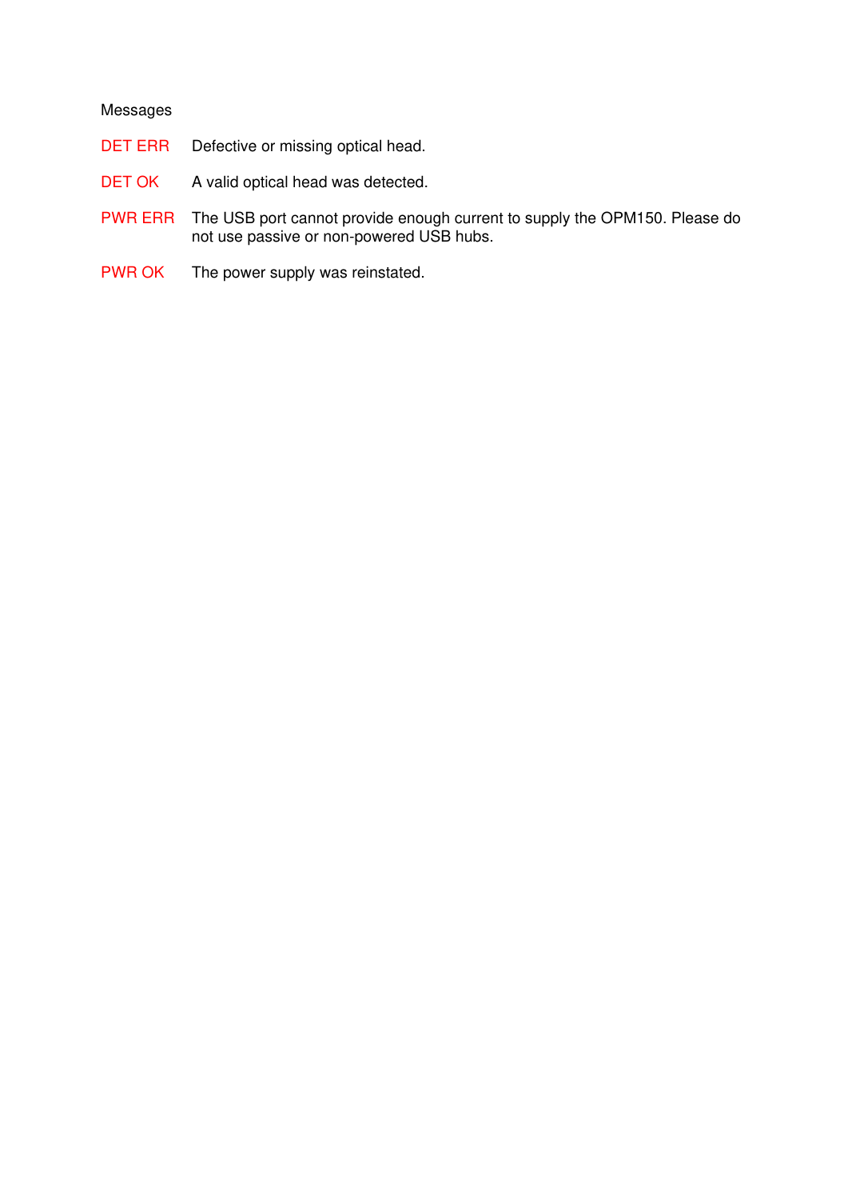Messages

| | |
|---|---|
| DET ERR | Defective or missing optical head. |
| DET OK | A valid optical head was detected. |
| PWR ERR | The USB port cannot provide enough current to supply the OPM150. Please do not use passive or non-powered USB hubs. |
| PWR OK | The power supply was reinstated. |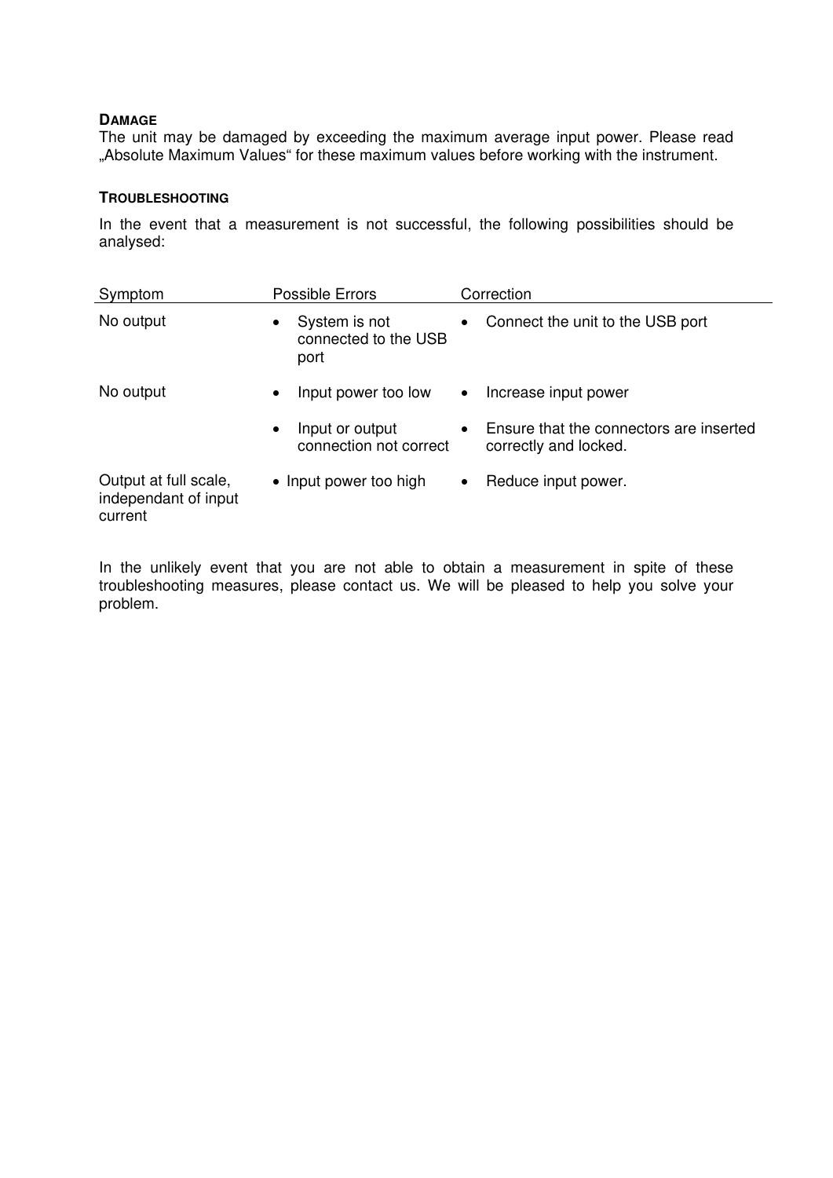### DAMAGE

The unit may be damaged by exceeding the maximum average input power. Please read „Absolute Maximum Values“ for these maximum values before working with the instrument.

### TROUBLESHOOTING

In the event that a measurement is not successful, the following possibilities should be analysed:

| Symptom | Possible Errors | Correction |
|---|---|---|
| No output | • System is not connected to the USB port | • Connect the unit to the USB port |
| No output | • Input power too low | • Increase input power |
| | • Input or output connection not correct | • Ensure that the connectors are inserted correctly and locked. |
| Output at full scale, independant of input current | • Input power too high | • Reduce input power. |

In the unlikely event that you are not able to obtain a measurement in spite of these troubleshooting measures, please contact us. We will be pleased to help you solve your problem.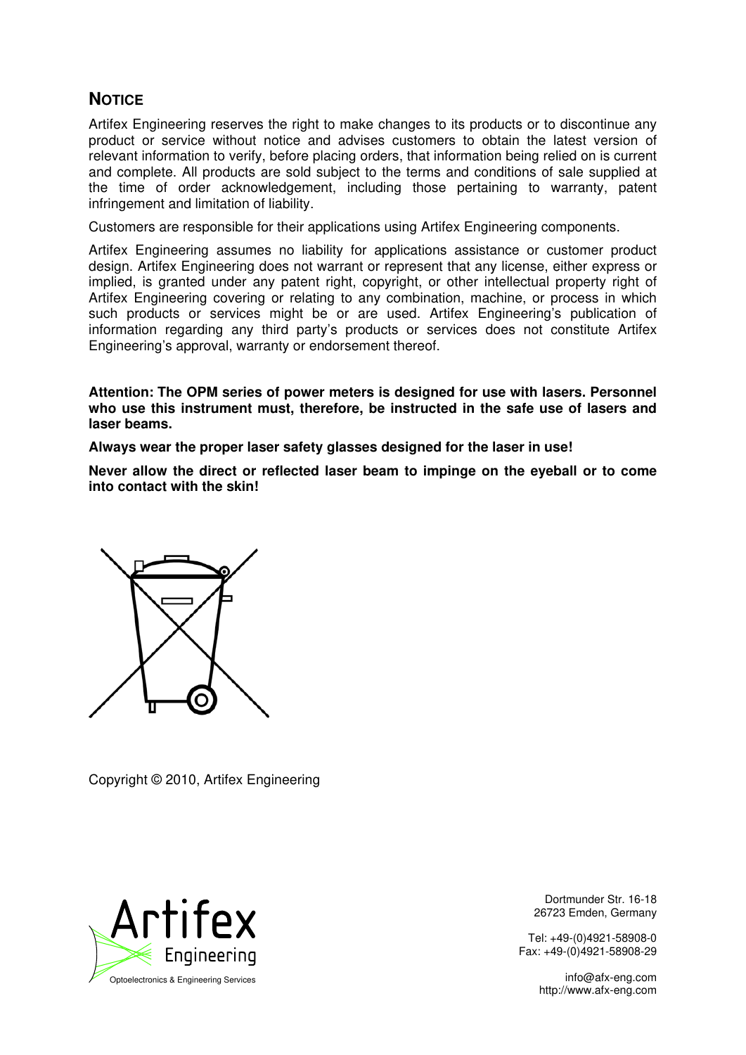## NOTICE

Artifex Engineering reserves the right to make changes to its products or to discontinue any product or service without notice and advises customers to obtain the latest version of relevant information to verify, before placing orders, that information being relied on is current and complete. All products are sold subject to the terms and conditions of sale supplied at the time of order acknowledgement, including those pertaining to warranty, patent infringement and limitation of liability.

Customers are responsible for their applications using Artifex Engineering components.

Artifex Engineering assumes no liability for applications assistance or customer product design. Artifex Engineering does not warrant or represent that any license, either express or implied, is granted under any patent right, copyright, or other intellectual property right of Artifex Engineering covering or relating to any combination, machine, or process in which such products or services might be or are used. Artifex Engineering's publication of information regarding any third party's products or services does not constitute Artifex Engineering's approval, warranty or endorsement thereof.

**Attention: The OPM series of power meters is designed for use with lasers. Personnel who use this instrument must, therefore, be instructed in the safe use of lasers and laser beams.**

**Always wear the proper laser safety glasses designed for the laser in use!**

**Never allow the direct or reflected laser beam to impinge on the eyeball or to come into contact with the skin!**

Copyright © 2010, Artifex Engineering

Artifex Engineering
Optoelectronics & Engineering Services

Dortmunder Str. 16-18
26723 Emden, Germany

Tel: +49-(0)4921-58908-0
Fax: +49-(0)4921-58908-29

info@afx-eng.com
http://www.afx-eng.com